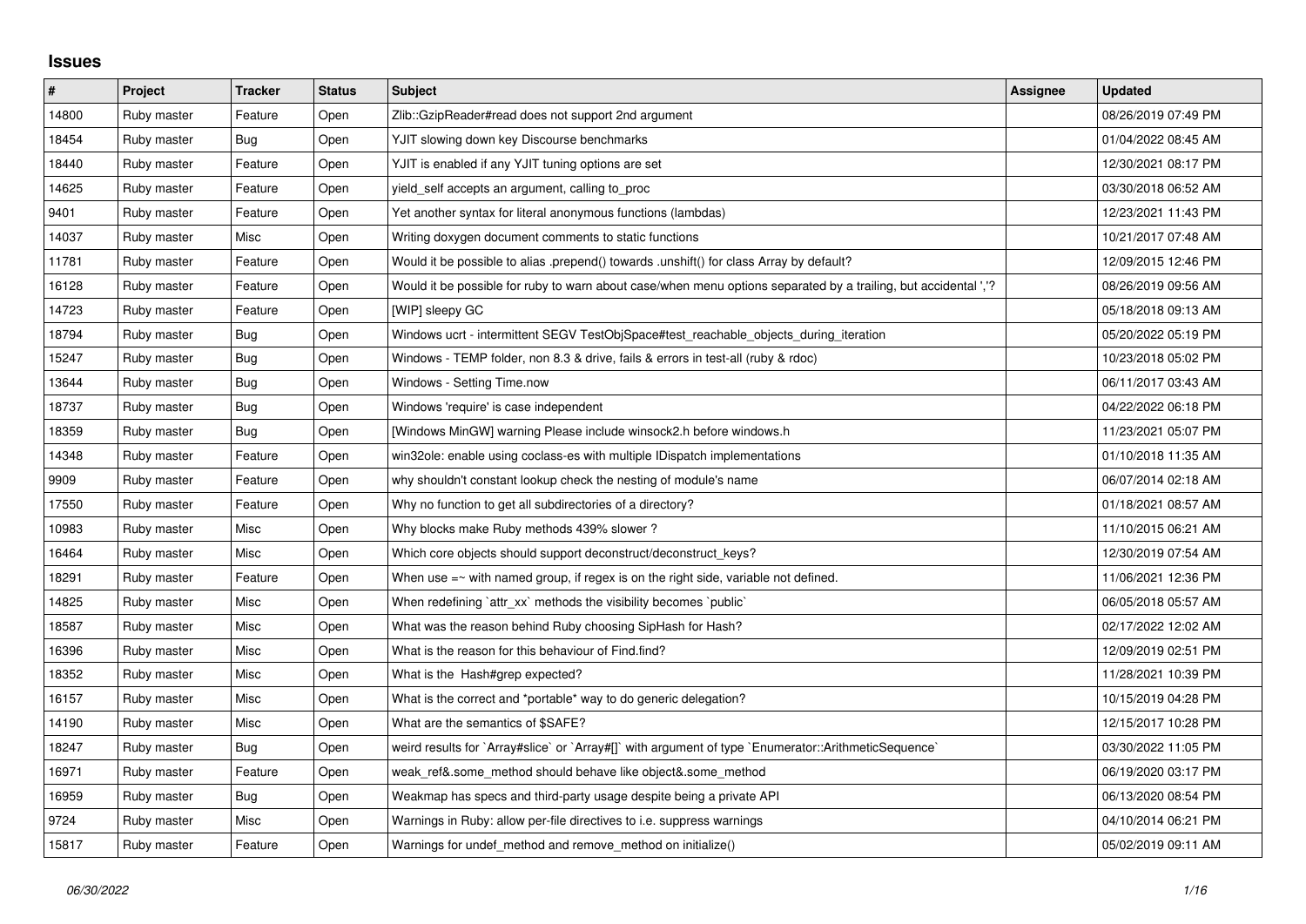## Issues

| # | Project | Tracker | Status | Subject | Assignee | Updated |
|---|---|---|---|---|---|---|
| 14800 | Ruby master | Feature | Open | Zlib::GzipReader#read does not support 2nd argument | | 08/26/2019 07:49 PM |
| 18454 | Ruby master | Bug | Open | YJIT slowing down key Discourse benchmarks | | 01/04/2022 08:45 AM |
| 18440 | Ruby master | Feature | Open | YJIT is enabled if any YJIT tuning options are set | | 12/30/2021 08:17 PM |
| 14625 | Ruby master | Feature | Open | yield_self accepts an argument, calling to_proc | | 03/30/2018 06:52 AM |
| 9401 | Ruby master | Feature | Open | Yet another syntax for literal anonymous functions (lambdas) | | 12/23/2021 11:43 PM |
| 14037 | Ruby master | Misc | Open | Writing doxygen document comments to static functions | | 10/21/2017 07:48 AM |
| 11781 | Ruby master | Feature | Open | Would it be possible to alias .prepend() towards .unshift() for class Array by default? | | 12/09/2015 12:46 PM |
| 16128 | Ruby master | Feature | Open | Would it be possible for ruby to warn about case/when menu options separated by a trailing, but accidental ','? | | 08/26/2019 09:56 AM |
| 14723 | Ruby master | Feature | Open | [WIP] sleepy GC | | 05/18/2018 09:13 AM |
| 18794 | Ruby master | Bug | Open | Windows ucrt - intermittent SEGV TestObjSpace#test_reachable_objects_during_iteration | | 05/20/2022 05:19 PM |
| 15247 | Ruby master | Bug | Open | Windows - TEMP folder, non 8.3 & drive, fails & errors in test-all (ruby & rdoc) | | 10/23/2018 05:02 PM |
| 13644 | Ruby master | Bug | Open | Windows - Setting Time.now | | 06/11/2017 03:43 AM |
| 18737 | Ruby master | Bug | Open | Windows 'require' is case independent | | 04/22/2022 06:18 PM |
| 18359 | Ruby master | Bug | Open | [Windows MinGW] warning Please include winsock2.h before windows.h | | 11/23/2021 05:07 PM |
| 14348 | Ruby master | Feature | Open | win32ole: enable using coclass-es with multiple IDispatch implementations | | 01/10/2018 11:35 AM |
| 9909 | Ruby master | Feature | Open | why shouldn't constant lookup check the nesting of module's name | | 06/07/2014 02:18 AM |
| 17550 | Ruby master | Feature | Open | Why no function to get all subdirectories of a directory? | | 01/18/2021 08:57 AM |
| 10983 | Ruby master | Misc | Open | Why blocks make Ruby methods 439% slower ? | | 11/10/2015 06:21 AM |
| 16464 | Ruby master | Misc | Open | Which core objects should support deconstruct/deconstruct_keys? | | 12/30/2019 07:54 AM |
| 18291 | Ruby master | Feature | Open | When use =~ with named group, if regex is on the right side, variable not defined. | | 11/06/2021 12:36 PM |
| 14825 | Ruby master | Misc | Open | When redefining `attr_xx` methods the visibility becomes `public` | | 06/05/2018 05:57 AM |
| 18587 | Ruby master | Misc | Open | What was the reason behind Ruby choosing SipHash for Hash? | | 02/17/2022 12:02 AM |
| 16396 | Ruby master | Misc | Open | What is the reason for this behaviour of Find.find? | | 12/09/2019 02:51 PM |
| 18352 | Ruby master | Misc | Open | What is the Hash#grep expected? | | 11/28/2021 10:39 PM |
| 16157 | Ruby master | Misc | Open | What is the correct and *portable* way to do generic delegation? | | 10/15/2019 04:28 PM |
| 14190 | Ruby master | Misc | Open | What are the semantics of $SAFE? | | 12/15/2017 10:28 PM |
| 18247 | Ruby master | Bug | Open | weird results for `Array#slice` or `Array#[]` with argument of type `Enumerator::ArithmeticSequence` | | 03/30/2022 11:05 PM |
| 16971 | Ruby master | Feature | Open | weak_ref&.some_method should behave like object&.some_method | | 06/19/2020 03:17 PM |
| 16959 | Ruby master | Bug | Open | Weakmap has specs and third-party usage despite being a private API | | 06/13/2020 08:54 PM |
| 9724 | Ruby master | Misc | Open | Warnings in Ruby: allow per-file directives to i.e. suppress warnings | | 04/10/2014 06:21 PM |
| 15817 | Ruby master | Feature | Open | Warnings for undef_method and remove_method on initialize() | | 05/02/2019 09:11 AM |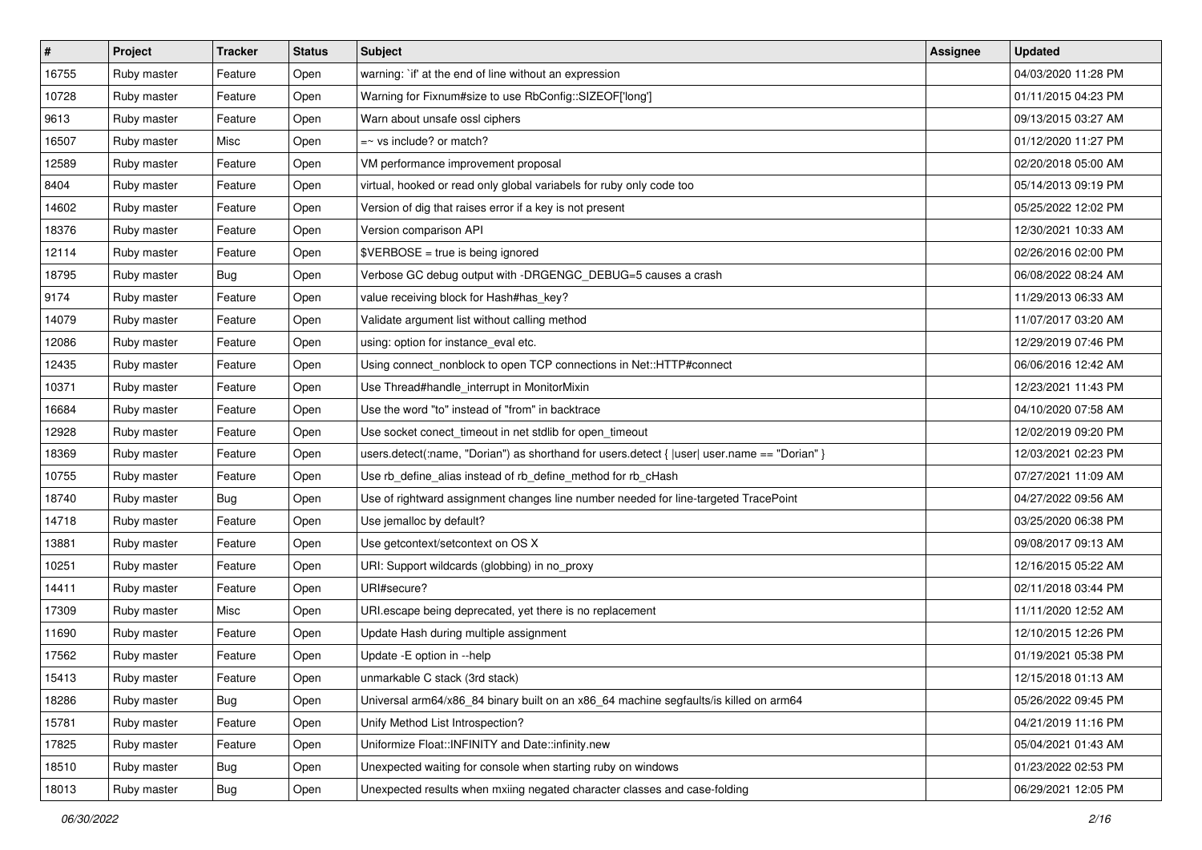| # | Project | Tracker | Status | Subject | Assignee | Updated |
|---|---|---|---|---|---|---|
| 16755 | Ruby master | Feature | Open | warning: `if' at the end of line without an expression | | 04/03/2020 11:28 PM |
| 10728 | Ruby master | Feature | Open | Warning for Fixnum#size to use RbConfig::SIZEOF['long'] | | 01/11/2015 04:23 PM |
| 9613 | Ruby master | Feature | Open | Warn about unsafe ossl ciphers | | 09/13/2015 03:27 AM |
| 16507 | Ruby master | Misc | Open | =~ vs include? or match? | | 01/12/2020 11:27 PM |
| 12589 | Ruby master | Feature | Open | VM performance improvement proposal | | 02/20/2018 05:00 AM |
| 8404 | Ruby master | Feature | Open | virtual, hooked or read only global variabels for ruby only code too | | 05/14/2013 09:19 PM |
| 14602 | Ruby master | Feature | Open | Version of dig that raises error if a key is not present | | 05/25/2022 12:02 PM |
| 18376 | Ruby master | Feature | Open | Version comparison API | | 12/30/2021 10:33 AM |
| 12114 | Ruby master | Feature | Open | $VERBOSE = true is being ignored | | 02/26/2016 02:00 PM |
| 18795 | Ruby master | Bug | Open | Verbose GC debug output with -DRGENGC_DEBUG=5 causes a crash | | 06/08/2022 08:24 AM |
| 9174 | Ruby master | Feature | Open | value receiving block for Hash#has_key? | | 11/29/2013 06:33 AM |
| 14079 | Ruby master | Feature | Open | Validate argument list without calling method | | 11/07/2017 03:20 AM |
| 12086 | Ruby master | Feature | Open | using: option for instance_eval etc. | | 12/29/2019 07:46 PM |
| 12435 | Ruby master | Feature | Open | Using connect_nonblock to open TCP connections in Net::HTTP#connect | | 06/06/2016 12:42 AM |
| 10371 | Ruby master | Feature | Open | Use Thread#handle_interrupt in MonitorMixin | | 12/23/2021 11:43 PM |
| 16684 | Ruby master | Feature | Open | Use the word "to" instead of "from" in backtrace | | 04/10/2020 07:58 AM |
| 12928 | Ruby master | Feature | Open | Use socket conect_timeout in net stdlib for open_timeout | | 12/02/2019 09:20 PM |
| 18369 | Ruby master | Feature | Open | users.detect(:name, "Dorian") as shorthand for users.detect { \|user\| user.name == "Dorian" } | | 12/03/2021 02:23 PM |
| 10755 | Ruby master | Feature | Open | Use rb_define_alias instead of rb_define_method for rb_cHash | | 07/27/2021 11:09 AM |
| 18740 | Ruby master | Bug | Open | Use of rightward assignment changes line number needed for line-targeted TracePoint | | 04/27/2022 09:56 AM |
| 14718 | Ruby master | Feature | Open | Use jemalloc by default? | | 03/25/2020 06:38 PM |
| 13881 | Ruby master | Feature | Open | Use getcontext/setcontext on OS X | | 09/08/2017 09:13 AM |
| 10251 | Ruby master | Feature | Open | URI: Support wildcards (globbing) in no_proxy | | 12/16/2015 05:22 AM |
| 14411 | Ruby master | Feature | Open | URI#secure? | | 02/11/2018 03:44 PM |
| 17309 | Ruby master | Misc | Open | URI.escape being deprecated, yet there is no replacement | | 11/11/2020 12:52 AM |
| 11690 | Ruby master | Feature | Open | Update Hash during multiple assignment | | 12/10/2015 12:26 PM |
| 17562 | Ruby master | Feature | Open | Update -E option in --help | | 01/19/2021 05:38 PM |
| 15413 | Ruby master | Feature | Open | unmarkable C stack (3rd stack) | | 12/15/2018 01:13 AM |
| 18286 | Ruby master | Bug | Open | Universal arm64/x86_84 binary built on an x86_64 machine segfaults/is killed on arm64 | | 05/26/2022 09:45 PM |
| 15781 | Ruby master | Feature | Open | Unify Method List Introspection? | | 04/21/2019 11:16 PM |
| 17825 | Ruby master | Feature | Open | Uniformize Float::INFINITY and Date::infinity.new | | 05/04/2021 01:43 AM |
| 18510 | Ruby master | Bug | Open | Unexpected waiting for console when starting ruby on windows | | 01/23/2022 02:53 PM |
| 18013 | Ruby master | Bug | Open | Unexpected results when mxiing negated character classes and case-folding | | 06/29/2021 12:05 PM |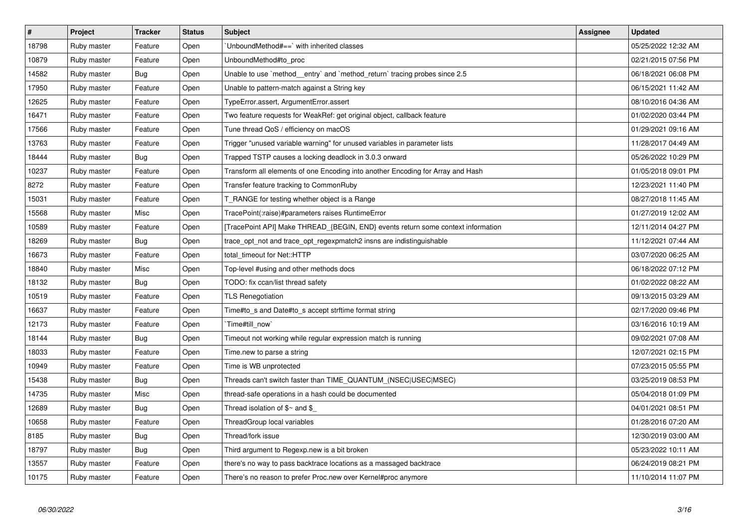| # | Project | Tracker | Status | Subject | Assignee | Updated |
| --- | --- | --- | --- | --- | --- | --- |
| 18798 | Ruby master | Feature | Open | `UnboundMethod#==` with inherited classes | | 05/25/2022 12:32 AM |
| 10879 | Ruby master | Feature | Open | UnboundMethod#to_proc | | 02/21/2015 07:56 PM |
| 14582 | Ruby master | Bug | Open | Unable to use `method__entry` and `method_return` tracing probes since 2.5 | | 06/18/2021 06:08 PM |
| 17950 | Ruby master | Feature | Open | Unable to pattern-match against a String key | | 06/15/2021 11:42 AM |
| 12625 | Ruby master | Feature | Open | TypeError.assert, ArgumentError.assert | | 08/10/2016 04:36 AM |
| 16471 | Ruby master | Feature | Open | Two feature requests for WeakRef: get original object, callback feature | | 01/02/2020 03:44 PM |
| 17566 | Ruby master | Feature | Open | Tune thread QoS / efficiency on macOS | | 01/29/2021 09:16 AM |
| 13763 | Ruby master | Feature | Open | Trigger "unused variable warning" for unused variables in parameter lists | | 11/28/2017 04:49 AM |
| 18444 | Ruby master | Bug | Open | Trapped TSTP causes a locking deadlock in 3.0.3 onward | | 05/26/2022 10:29 PM |
| 10237 | Ruby master | Feature | Open | Transform all elements of one Encoding into another Encoding for Array and Hash | | 01/05/2018 09:01 PM |
| 8272 | Ruby master | Feature | Open | Transfer feature tracking to CommonRuby | | 12/23/2021 11:40 PM |
| 15031 | Ruby master | Feature | Open | T_RANGE for testing whether object is a Range | | 08/27/2018 11:45 AM |
| 15568 | Ruby master | Misc | Open | TracePoint(:raise)#parameters raises RuntimeError | | 01/27/2019 12:02 AM |
| 10589 | Ruby master | Feature | Open | [TracePoint API] Make THREAD_{BEGIN, END} events return some context information | | 12/11/2014 04:27 PM |
| 18269 | Ruby master | Bug | Open | trace_opt_not and trace_opt_regexpmatch2 insns are indistinguishable | | 11/12/2021 07:44 AM |
| 16673 | Ruby master | Feature | Open | total_timeout for Net::HTTP | | 03/07/2020 06:25 AM |
| 18840 | Ruby master | Misc | Open | Top-level #using and other methods docs | | 06/18/2022 07:12 PM |
| 18132 | Ruby master | Bug | Open | TODO: fix ccan/list thread safety | | 01/02/2022 08:22 AM |
| 10519 | Ruby master | Feature | Open | TLS Renegotiation | | 09/13/2015 03:29 AM |
| 16637 | Ruby master | Feature | Open | Time#to_s and Date#to_s accept strftime format string | | 02/17/2020 09:46 PM |
| 12173 | Ruby master | Feature | Open | `Time#till_now` | | 03/16/2016 10:19 AM |
| 18144 | Ruby master | Bug | Open | Timeout not working while regular expression match is running | | 09/02/2021 07:08 AM |
| 18033 | Ruby master | Feature | Open | Time.new to parse a string | | 12/07/2021 02:15 PM |
| 10949 | Ruby master | Feature | Open | Time is WB unprotected | | 07/23/2015 05:55 PM |
| 15438 | Ruby master | Bug | Open | Threads can't switch faster than TIME_QUANTUM_(NSEC\|USEC\|MSEC) | | 03/25/2019 08:53 PM |
| 14735 | Ruby master | Misc | Open | thread-safe operations in a hash could be documented | | 05/04/2018 01:09 PM |
| 12689 | Ruby master | Bug | Open | Thread isolation of $~ and $_ | | 04/01/2021 08:51 PM |
| 10658 | Ruby master | Feature | Open | ThreadGroup local variables | | 01/28/2016 07:20 AM |
| 8185 | Ruby master | Bug | Open | Thread/fork issue | | 12/30/2019 03:00 AM |
| 18797 | Ruby master | Bug | Open | Third argument to Regexp.new is a bit broken | | 05/23/2022 10:11 AM |
| 13557 | Ruby master | Feature | Open | there's no way to pass backtrace locations as a massaged backtrace | | 06/24/2019 08:21 PM |
| 10175 | Ruby master | Feature | Open | There's no reason to prefer Proc.new over Kernel#proc anymore | | 11/10/2014 11:07 PM |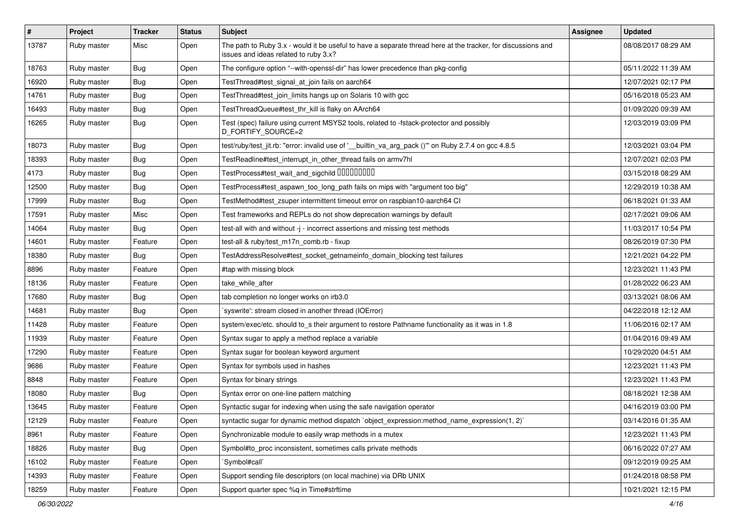| # | Project | Tracker | Status | Subject | Assignee | Updated |
|---|---|---|---|---|---|---|
| 13787 | Ruby master | Misc | Open | The path to Ruby 3.x - would it be useful to have a separate thread here at the tracker, for discussions and issues and ideas related to ruby 3.x? | | 08/08/2017 08:29 AM |
| 18763 | Ruby master | Bug | Open | The configure option "--with-openssl-dir" has lower precedence than pkg-config | | 05/11/2022 11:39 AM |
| 16920 | Ruby master | Bug | Open | TestThread#test_signal_at_join fails on aarch64 | | 12/07/2021 02:17 PM |
| 14761 | Ruby master | Bug | Open | TestThread#test_join_limits hangs up on Solaris 10 with gcc | | 05/16/2018 05:23 AM |
| 16493 | Ruby master | Bug | Open | TestThreadQueue#test_thr_kill is flaky on AArch64 | | 01/09/2020 09:39 AM |
| 16265 | Ruby master | Bug | Open | Test (spec) failure using current MSYS2 tools, related to -fstack-protector and possibly D_FORTIFY_SOURCE=2 | | 12/03/2019 03:09 PM |
| 18073 | Ruby master | Bug | Open | test/ruby/test_jit.rb: "error: invalid use of '__builtin_va_arg_pack ()'" on Ruby 2.7.4 on gcc 4.8.5 | | 12/03/2021 03:04 PM |
| 18393 | Ruby master | Bug | Open | TestReadline#test_interrupt_in_other_thread fails on armv7hl | | 12/07/2021 02:03 PM |
| 4173 | Ruby master | Bug | Open | TestProcess#test_wait_and_sigchild □□□□□□□□□ | | 03/15/2018 08:29 AM |
| 12500 | Ruby master | Bug | Open | TestProcess#test_aspawn_too_long_path fails on mips with "argument too big" | | 12/29/2019 10:38 AM |
| 17999 | Ruby master | Bug | Open | TestMethod#test_zsuper intermittent timeout error on raspbian10-aarch64 CI | | 06/18/2021 01:33 AM |
| 17591 | Ruby master | Misc | Open | Test frameworks and REPLs do not show deprecation warnings by default | | 02/17/2021 09:06 AM |
| 14064 | Ruby master | Bug | Open | test-all with and without -j - incorrect assertions and missing test methods | | 11/03/2017 10:54 PM |
| 14601 | Ruby master | Feature | Open | test-all & ruby/test_m17n_comb.rb - fixup | | 08/26/2019 07:30 PM |
| 18380 | Ruby master | Bug | Open | TestAddressResolve#test_socket_getnameinfo_domain_blocking test failures | | 12/21/2021 04:22 PM |
| 8896 | Ruby master | Feature | Open | #tap with missing block | | 12/23/2021 11:43 PM |
| 18136 | Ruby master | Feature | Open | take_while_after | | 01/28/2022 06:23 AM |
| 17680 | Ruby master | Bug | Open | tab completion no longer works on irb3.0 | | 03/13/2021 08:06 AM |
| 14681 | Ruby master | Bug | Open | `syswrite': stream closed in another thread (IOError) | | 04/22/2018 12:12 AM |
| 11428 | Ruby master | Feature | Open | system/exec/etc. should to_s their argument to restore Pathname functionality as it was in 1.8 | | 11/06/2016 02:17 AM |
| 11939 | Ruby master | Feature | Open | Syntax sugar to apply a method replace a variable | | 01/04/2016 09:49 AM |
| 17290 | Ruby master | Feature | Open | Syntax sugar for boolean keyword argument | | 10/29/2020 04:51 AM |
| 9686 | Ruby master | Feature | Open | Syntax for symbols used in hashes | | 12/23/2021 11:43 PM |
| 8848 | Ruby master | Feature | Open | Syntax for binary strings | | 12/23/2021 11:43 PM |
| 18080 | Ruby master | Bug | Open | Syntax error on one-line pattern matching | | 08/18/2021 12:38 AM |
| 13645 | Ruby master | Feature | Open | Syntactic sugar for indexing when using the safe navigation operator | | 04/16/2019 03:00 PM |
| 12129 | Ruby master | Feature | Open | syntactic sugar for dynamic method dispatch `object_expression:method_name_expression(1, 2)` | | 03/14/2016 01:35 AM |
| 8961 | Ruby master | Feature | Open | Synchronizable module to easily wrap methods in a mutex | | 12/23/2021 11:43 PM |
| 18826 | Ruby master | Bug | Open | Symbol#to_proc inconsistent, sometimes calls private methods | | 06/16/2022 07:27 AM |
| 16102 | Ruby master | Feature | Open | `Symbol#call` | | 09/12/2019 09:25 AM |
| 14393 | Ruby master | Feature | Open | Support sending file descriptors (on local machine) via DRb UNIX | | 01/24/2018 08:58 PM |
| 18259 | Ruby master | Feature | Open | Support quarter spec %q in Time#strftime | | 10/21/2021 12:15 PM |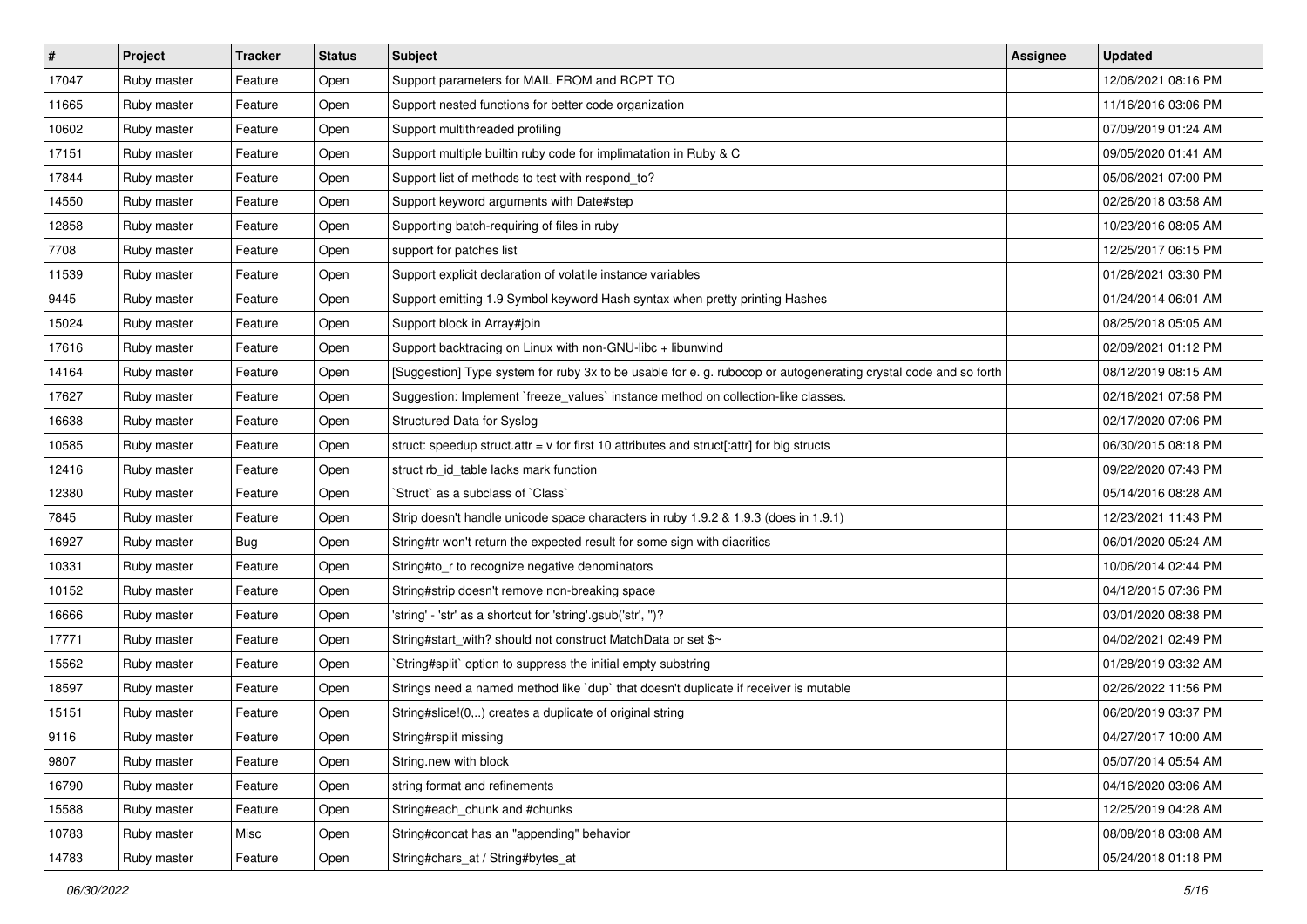| # | Project | Tracker | Status | Subject | Assignee | Updated |
|---|---|---|---|---|---|---|
| 17047 | Ruby master | Feature | Open | Support parameters for MAIL FROM and RCPT TO | | 12/06/2021 08:16 PM |
| 11665 | Ruby master | Feature | Open | Support nested functions for better code organization | | 11/16/2016 03:06 PM |
| 10602 | Ruby master | Feature | Open | Support multithreaded profiling | | 07/09/2019 01:24 AM |
| 17151 | Ruby master | Feature | Open | Support multiple builtin ruby code for implimatation in Ruby & C | | 09/05/2020 01:41 AM |
| 17844 | Ruby master | Feature | Open | Support list of methods to test with respond_to? | | 05/06/2021 07:00 PM |
| 14550 | Ruby master | Feature | Open | Support keyword arguments with Date#step | | 02/26/2018 03:58 AM |
| 12858 | Ruby master | Feature | Open | Supporting batch-requiring of files in ruby | | 10/23/2016 08:05 AM |
| 7708 | Ruby master | Feature | Open | support for patches list | | 12/25/2017 06:15 PM |
| 11539 | Ruby master | Feature | Open | Support explicit declaration of volatile instance variables | | 01/26/2021 03:30 PM |
| 9445 | Ruby master | Feature | Open | Support emitting 1.9 Symbol keyword Hash syntax when pretty printing Hashes | | 01/24/2014 06:01 AM |
| 15024 | Ruby master | Feature | Open | Support block in Array#join | | 08/25/2018 05:05 AM |
| 17616 | Ruby master | Feature | Open | Support backtracing on Linux with non-GNU-libc + libunwind | | 02/09/2021 01:12 PM |
| 14164 | Ruby master | Feature | Open | [Suggestion] Type system for ruby 3x to be usable for e. g. rubocop or autogenerating crystal code and so forth | | 08/12/2019 08:15 AM |
| 17627 | Ruby master | Feature | Open | Suggestion: Implement `freeze_values` instance method on collection-like classes. | | 02/16/2021 07:58 PM |
| 16638 | Ruby master | Feature | Open | Structured Data for Syslog | | 02/17/2020 07:06 PM |
| 10585 | Ruby master | Feature | Open | struct: speedup struct.attr = v for first 10 attributes and struct[:attr] for big structs | | 06/30/2015 08:18 PM |
| 12416 | Ruby master | Feature | Open | struct rb_id_table lacks mark function | | 09/22/2020 07:43 PM |
| 12380 | Ruby master | Feature | Open | `Struct` as a subclass of `Class` | | 05/14/2016 08:28 AM |
| 7845 | Ruby master | Feature | Open | Strip doesn't handle unicode space characters in ruby 1.9.2 & 1.9.3 (does in 1.9.1) | | 12/23/2021 11:43 PM |
| 16927 | Ruby master | Bug | Open | String#tr won't return the expected result for some sign with diacritics | | 06/01/2020 05:24 AM |
| 10331 | Ruby master | Feature | Open | String#to_r to recognize negative denominators | | 10/06/2014 02:44 PM |
| 10152 | Ruby master | Feature | Open | String#strip doesn't remove non-breaking space | | 04/12/2015 07:36 PM |
| 16666 | Ruby master | Feature | Open | 'string' - 'str' as a shortcut for 'string'.gsub('str', '')? | | 03/01/2020 08:38 PM |
| 17771 | Ruby master | Feature | Open | String#start_with? should not construct MatchData or set $~ | | 04/02/2021 02:49 PM |
| 15562 | Ruby master | Feature | Open | `String#split` option to suppress the initial empty substring | | 01/28/2019 03:32 AM |
| 18597 | Ruby master | Feature | Open | Strings need a named method like `dup` that doesn't duplicate if receiver is mutable | | 02/26/2022 11:56 PM |
| 15151 | Ruby master | Feature | Open | String#slice!(0,..) creates a duplicate of original string | | 06/20/2019 03:37 PM |
| 9116 | Ruby master | Feature | Open | String#rsplit missing | | 04/27/2017 10:00 AM |
| 9807 | Ruby master | Feature | Open | String.new with block | | 05/07/2014 05:54 AM |
| 16790 | Ruby master | Feature | Open | string format and refinements | | 04/16/2020 03:06 AM |
| 15588 | Ruby master | Feature | Open | String#each_chunk and #chunks | | 12/25/2019 04:28 AM |
| 10783 | Ruby master | Misc | Open | String#concat has an "appending" behavior | | 08/08/2018 03:08 AM |
| 14783 | Ruby master | Feature | Open | String#chars_at / String#bytes_at | | 05/24/2018 01:18 PM |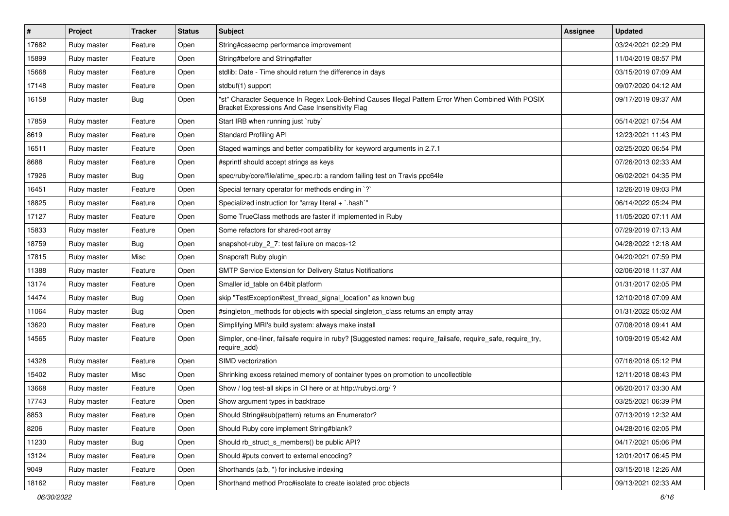| # | Project | Tracker | Status | Subject | Assignee | Updated |
|---|---|---|---|---|---|---|
| 17682 | Ruby master | Feature | Open | String#casecmp performance improvement | | 03/24/2021 02:29 PM |
| 15899 | Ruby master | Feature | Open | String#before and String#after | | 11/04/2019 08:57 PM |
| 15668 | Ruby master | Feature | Open | stdlib: Date - Time should return the difference in days | | 03/15/2019 07:09 AM |
| 17148 | Ruby master | Feature | Open | stdbuf(1) support | | 09/07/2020 04:12 AM |
| 16158 | Ruby master | Bug | Open | "st" Character Sequence In Regex Look-Behind Causes Illegal Pattern Error When Combined With POSIX Bracket Expressions And Case Insensitivity Flag | | 09/17/2019 09:37 AM |
| 17859 | Ruby master | Feature | Open | Start IRB when running just `ruby` | | 05/14/2021 07:54 AM |
| 8619 | Ruby master | Feature | Open | Standard Profiling API | | 12/23/2021 11:43 PM |
| 16511 | Ruby master | Feature | Open | Staged warnings and better compatibility for keyword arguments in 2.7.1 | | 02/25/2020 06:54 PM |
| 8688 | Ruby master | Feature | Open | #sprintf should accept strings as keys | | 07/26/2013 02:33 AM |
| 17926 | Ruby master | Bug | Open | spec/ruby/core/file/atime_spec.rb: a random failing test on Travis ppc64le | | 06/02/2021 04:35 PM |
| 16451 | Ruby master | Feature | Open | Special ternary operator for methods ending in `?` | | 12/26/2019 09:03 PM |
| 18825 | Ruby master | Feature | Open | Specialized instruction for "array literal + `.hash`" | | 06/14/2022 05:24 PM |
| 17127 | Ruby master | Feature | Open | Some TrueClass methods are faster if implemented in Ruby | | 11/05/2020 07:11 AM |
| 15833 | Ruby master | Feature | Open | Some refactors for shared-root array | | 07/29/2019 07:13 AM |
| 18759 | Ruby master | Bug | Open | snapshot-ruby_2_7: test failure on macos-12 | | 04/28/2022 12:18 AM |
| 17815 | Ruby master | Misc | Open | Snapcraft Ruby plugin | | 04/20/2021 07:59 PM |
| 11388 | Ruby master | Feature | Open | SMTP Service Extension for Delivery Status Notifications | | 02/06/2018 11:37 AM |
| 13174 | Ruby master | Feature | Open | Smaller id_table on 64bit platform | | 01/31/2017 02:05 PM |
| 14474 | Ruby master | Bug | Open | skip "TestException#test_thread_signal_location" as known bug | | 12/10/2018 07:09 AM |
| 11064 | Ruby master | Bug | Open | #singleton_methods for objects with special singleton_class returns an empty array | | 01/31/2022 05:02 AM |
| 13620 | Ruby master | Feature | Open | Simplifying MRI's build system: always make install | | 07/08/2018 09:41 AM |
| 14565 | Ruby master | Feature | Open | Simpler, one-liner, failsafe require in ruby? [Suggested names: require_failsafe, require_safe, require_try, require_add) | | 10/09/2019 05:42 AM |
| 14328 | Ruby master | Feature | Open | SIMD vectorization | | 07/16/2018 05:12 PM |
| 15402 | Ruby master | Misc | Open | Shrinking excess retained memory of container types on promotion to uncollectible | | 12/11/2018 08:43 PM |
| 13668 | Ruby master | Feature | Open | Show / log test-all skips in CI here or at http://rubyci.org/ ? | | 06/20/2017 03:30 AM |
| 17743 | Ruby master | Feature | Open | Show argument types in backtrace | | 03/25/2021 06:39 PM |
| 8853 | Ruby master | Feature | Open | Should String#sub(pattern) returns an Enumerator? | | 07/13/2019 12:32 AM |
| 8206 | Ruby master | Feature | Open | Should Ruby core implement String#blank? | | 04/28/2016 02:05 PM |
| 11230 | Ruby master | Bug | Open | Should rb_struct_s_members() be public API? | | 04/17/2021 05:06 PM |
| 13124 | Ruby master | Feature | Open | Should #puts convert to external encoding? | | 12/01/2017 06:45 PM |
| 9049 | Ruby master | Feature | Open | Shorthands (a:b, *) for inclusive indexing | | 03/15/2018 12:26 AM |
| 18162 | Ruby master | Feature | Open | Shorthand method Proc#isolate to create isolated proc objects | | 09/13/2021 02:33 AM |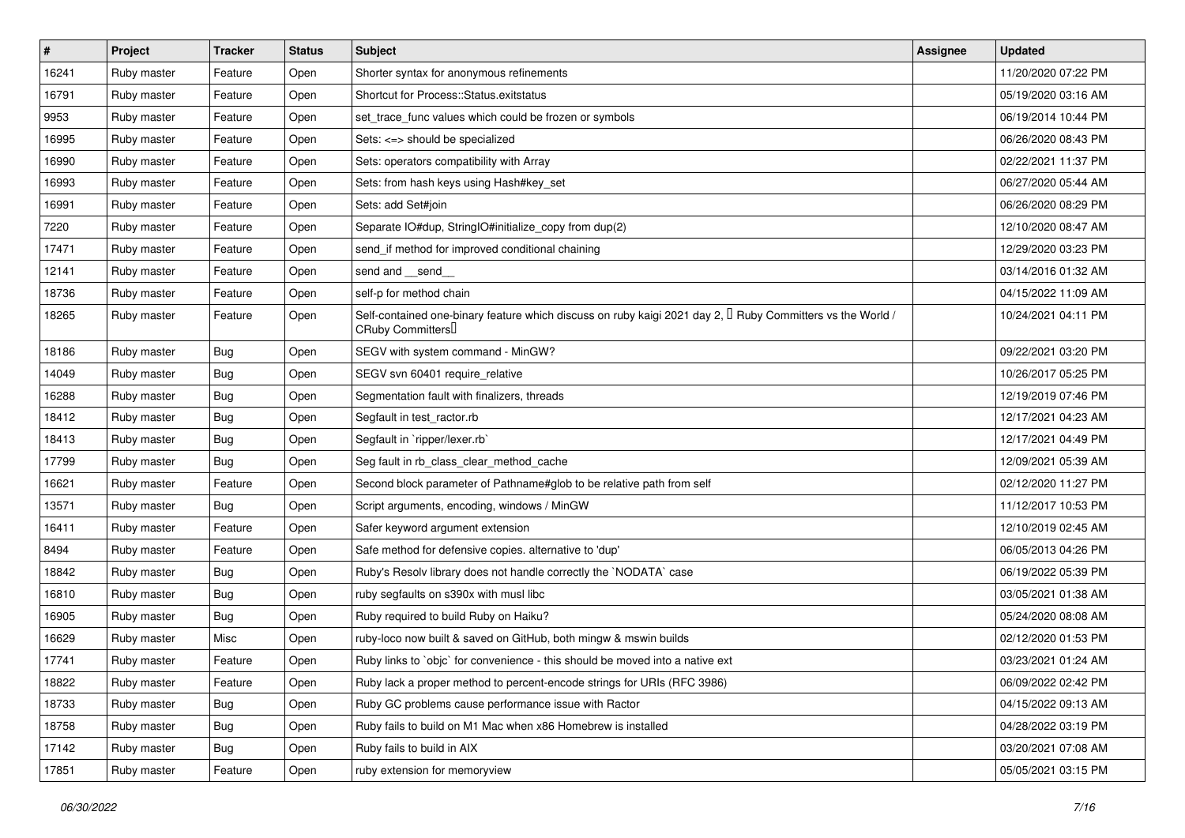| # | Project | Tracker | Status | Subject | Assignee | Updated |
|---|---|---|---|---|---|---|
| 16241 | Ruby master | Feature | Open | Shorter syntax for anonymous refinements | | 11/20/2020 07:22 PM |
| 16791 | Ruby master | Feature | Open | Shortcut for Process::Status.exitstatus | | 05/19/2020 03:16 AM |
| 9953 | Ruby master | Feature | Open | set_trace_func values which could be frozen or symbols | | 06/19/2014 10:44 PM |
| 16995 | Ruby master | Feature | Open | Sets: <=> should be specialized | | 06/26/2020 08:43 PM |
| 16990 | Ruby master | Feature | Open | Sets: operators compatibility with Array | | 02/22/2021 11:37 PM |
| 16993 | Ruby master | Feature | Open | Sets: from hash keys using Hash#key_set | | 06/27/2020 05:44 AM |
| 16991 | Ruby master | Feature | Open | Sets: add Set#join | | 06/26/2020 08:29 PM |
| 7220 | Ruby master | Feature | Open | Separate IO#dup, StringIO#initialize_copy from dup(2) | | 12/10/2020 08:47 AM |
| 17471 | Ruby master | Feature | Open | send_if method for improved conditional chaining | | 12/29/2020 03:23 PM |
| 12141 | Ruby master | Feature | Open | send and __send__ | | 03/14/2016 01:32 AM |
| 18736 | Ruby master | Feature | Open | self-p for method chain | | 04/15/2022 11:09 AM |
| 18265 | Ruby master | Feature | Open | Self-contained one-binary feature which discuss on ruby kaigi 2021 day 2, 「Ruby Committers vs the World / CRuby Committers」 | | 10/24/2021 04:11 PM |
| 18186 | Ruby master | Bug | Open | SEGV with system command - MinGW? | | 09/22/2021 03:20 PM |
| 14049 | Ruby master | Bug | Open | SEGV svn 60401 require_relative | | 10/26/2017 05:25 PM |
| 16288 | Ruby master | Bug | Open | Segmentation fault with finalizers, threads | | 12/19/2019 07:46 PM |
| 18412 | Ruby master | Bug | Open | Segfault in test_ractor.rb | | 12/17/2021 04:23 AM |
| 18413 | Ruby master | Bug | Open | Segfault in `ripper/lexer.rb` | | 12/17/2021 04:49 PM |
| 17799 | Ruby master | Bug | Open | Seg fault in rb_class_clear_method_cache | | 12/09/2021 05:39 AM |
| 16621 | Ruby master | Feature | Open | Second block parameter of Pathname#glob to be relative path from self | | 02/12/2020 11:27 PM |
| 13571 | Ruby master | Bug | Open | Script arguments, encoding, windows / MinGW | | 11/12/2017 10:53 PM |
| 16411 | Ruby master | Feature | Open | Safer keyword argument extension | | 12/10/2019 02:45 AM |
| 8494 | Ruby master | Feature | Open | Safe method for defensive copies. alternative to 'dup' | | 06/05/2013 04:26 PM |
| 18842 | Ruby master | Bug | Open | Ruby's Resolv library does not handle correctly the `NODATA` case | | 06/19/2022 05:39 PM |
| 16810 | Ruby master | Bug | Open | ruby segfaults on s390x with musl libc | | 03/05/2021 01:38 AM |
| 16905 | Ruby master | Bug | Open | Ruby required to build Ruby on Haiku? | | 05/24/2020 08:08 AM |
| 16629 | Ruby master | Misc | Open | ruby-loco now built & saved on GitHub, both mingw & mswin builds | | 02/12/2020 01:53 PM |
| 17741 | Ruby master | Feature | Open | Ruby links to `objc` for convenience - this should be moved into a native ext | | 03/23/2021 01:24 AM |
| 18822 | Ruby master | Feature | Open | Ruby lack a proper method to percent-encode strings for URIs (RFC 3986) | | 06/09/2022 02:42 PM |
| 18733 | Ruby master | Bug | Open | Ruby GC problems cause performance issue with Ractor | | 04/15/2022 09:13 AM |
| 18758 | Ruby master | Bug | Open | Ruby fails to build on M1 Mac when x86 Homebrew is installed | | 04/28/2022 03:19 PM |
| 17142 | Ruby master | Bug | Open | Ruby fails to build in AIX | | 03/20/2021 07:08 AM |
| 17851 | Ruby master | Feature | Open | ruby extension for memoryview | | 05/05/2021 03:15 PM |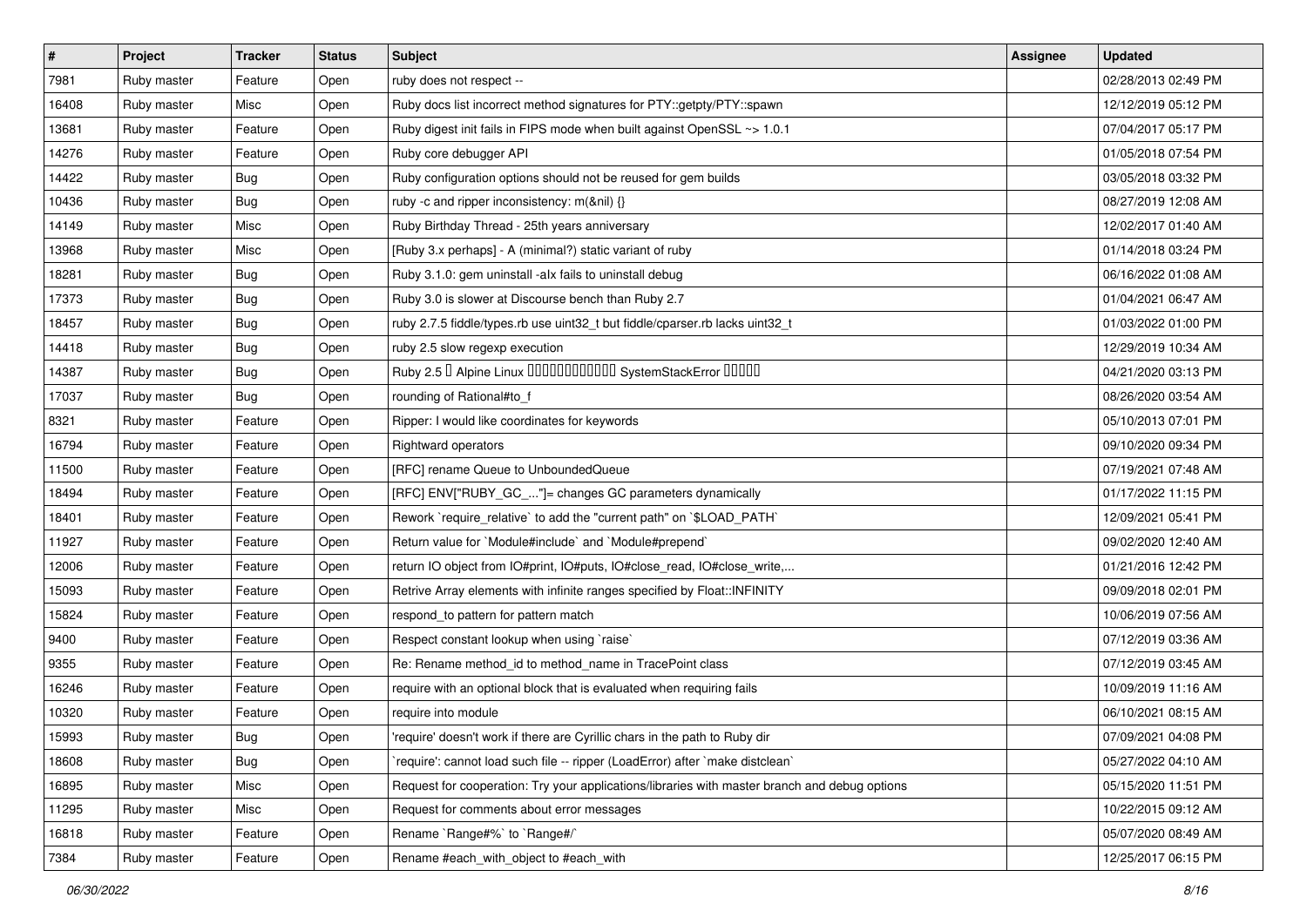| # | Project | Tracker | Status | Subject | Assignee | Updated |
|---|---|---|---|---|---|---|
| 7981 | Ruby master | Feature | Open | ruby does not respect -- | | 02/28/2013 02:49 PM |
| 16408 | Ruby master | Misc | Open | Ruby docs list incorrect method signatures for PTY::getpty/PTY::spawn | | 12/12/2019 05:12 PM |
| 13681 | Ruby master | Feature | Open | Ruby digest init fails in FIPS mode when built against OpenSSL ~> 1.0.1 | | 07/04/2017 05:17 PM |
| 14276 | Ruby master | Feature | Open | Ruby core debugger API | | 01/05/2018 07:54 PM |
| 14422 | Ruby master | Bug | Open | Ruby configuration options should not be reused for gem builds | | 03/05/2018 03:32 PM |
| 10436 | Ruby master | Bug | Open | ruby -c and ripper inconsistency: m(&nil) {} | | 08/27/2019 12:08 AM |
| 14149 | Ruby master | Misc | Open | Ruby Birthday Thread - 25th years anniversary | | 12/02/2017 01:40 AM |
| 13968 | Ruby master | Misc | Open | [Ruby 3.x perhaps] - A (minimal?) static variant of ruby | | 01/14/2018 03:24 PM |
| 18281 | Ruby master | Bug | Open | Ruby 3.1.0: gem uninstall -alx fails to uninstall debug | | 06/16/2022 01:08 AM |
| 17373 | Ruby master | Bug | Open | Ruby 3.0 is slower at Discourse bench than Ruby 2.7 | | 01/04/2021 06:47 AM |
| 18457 | Ruby master | Bug | Open | ruby 2.7.5 fiddle/types.rb use uint32_t but fiddle/cparser.rb lacks uint32_t | | 01/03/2022 01:00 PM |
| 14418 | Ruby master | Bug | Open | ruby 2.5 slow regexp execution | | 12/29/2019 10:34 AM |
| 14387 | Ruby master | Bug | Open | Ruby 2.5 � Alpine Linux ������������ SystemStackError ����� | | 04/21/2020 03:13 PM |
| 17037 | Ruby master | Bug | Open | rounding of Rational#to_f | | 08/26/2020 03:54 AM |
| 8321 | Ruby master | Feature | Open | Ripper: I would like coordinates for keywords | | 05/10/2013 07:01 PM |
| 16794 | Ruby master | Feature | Open | Rightward operators | | 09/10/2020 09:34 PM |
| 11500 | Ruby master | Feature | Open | [RFC] rename Queue to UnboundedQueue | | 07/19/2021 07:48 AM |
| 18494 | Ruby master | Feature | Open | [RFC] ENV["RUBY_GC_..."]= changes GC parameters dynamically | | 01/17/2022 11:15 PM |
| 18401 | Ruby master | Feature | Open | Rework `require_relative` to add the "current path" on `$LOAD_PATH` | | 12/09/2021 05:41 PM |
| 11927 | Ruby master | Feature | Open | Return value for `Module#include` and `Module#prepend` | | 09/02/2020 12:40 AM |
| 12006 | Ruby master | Feature | Open | return IO object from IO#print, IO#puts, IO#close_read, IO#close_write,... | | 01/21/2016 12:42 PM |
| 15093 | Ruby master | Feature | Open | Retrive Array elements with infinite ranges specified by Float::INFINITY | | 09/09/2018 02:01 PM |
| 15824 | Ruby master | Feature | Open | respond_to pattern for pattern match | | 10/06/2019 07:56 AM |
| 9400 | Ruby master | Feature | Open | Respect constant lookup when using `raise` | | 07/12/2019 03:36 AM |
| 9355 | Ruby master | Feature | Open | Re: Rename method_id to method_name in TracePoint class | | 07/12/2019 03:45 AM |
| 16246 | Ruby master | Feature | Open | require with an optional block that is evaluated when requiring fails | | 10/09/2019 11:16 AM |
| 10320 | Ruby master | Feature | Open | require into module | | 06/10/2021 08:15 AM |
| 15993 | Ruby master | Bug | Open | 'require' doesn't work if there are Cyrillic chars in the path to Ruby dir | | 07/09/2021 04:08 PM |
| 18608 | Ruby master | Bug | Open | `require': cannot load such file -- ripper (LoadError) after `make distclean` | | 05/27/2022 04:10 AM |
| 16895 | Ruby master | Misc | Open | Request for cooperation: Try your applications/libraries with master branch and debug options | | 05/15/2020 11:51 PM |
| 11295 | Ruby master | Misc | Open | Request for comments about error messages | | 10/22/2015 09:12 AM |
| 16818 | Ruby master | Feature | Open | Rename `Range#%` to `Range#/` | | 05/07/2020 08:49 AM |
| 7384 | Ruby master | Feature | Open | Rename #each_with_object to #each_with | | 12/25/2017 06:15 PM |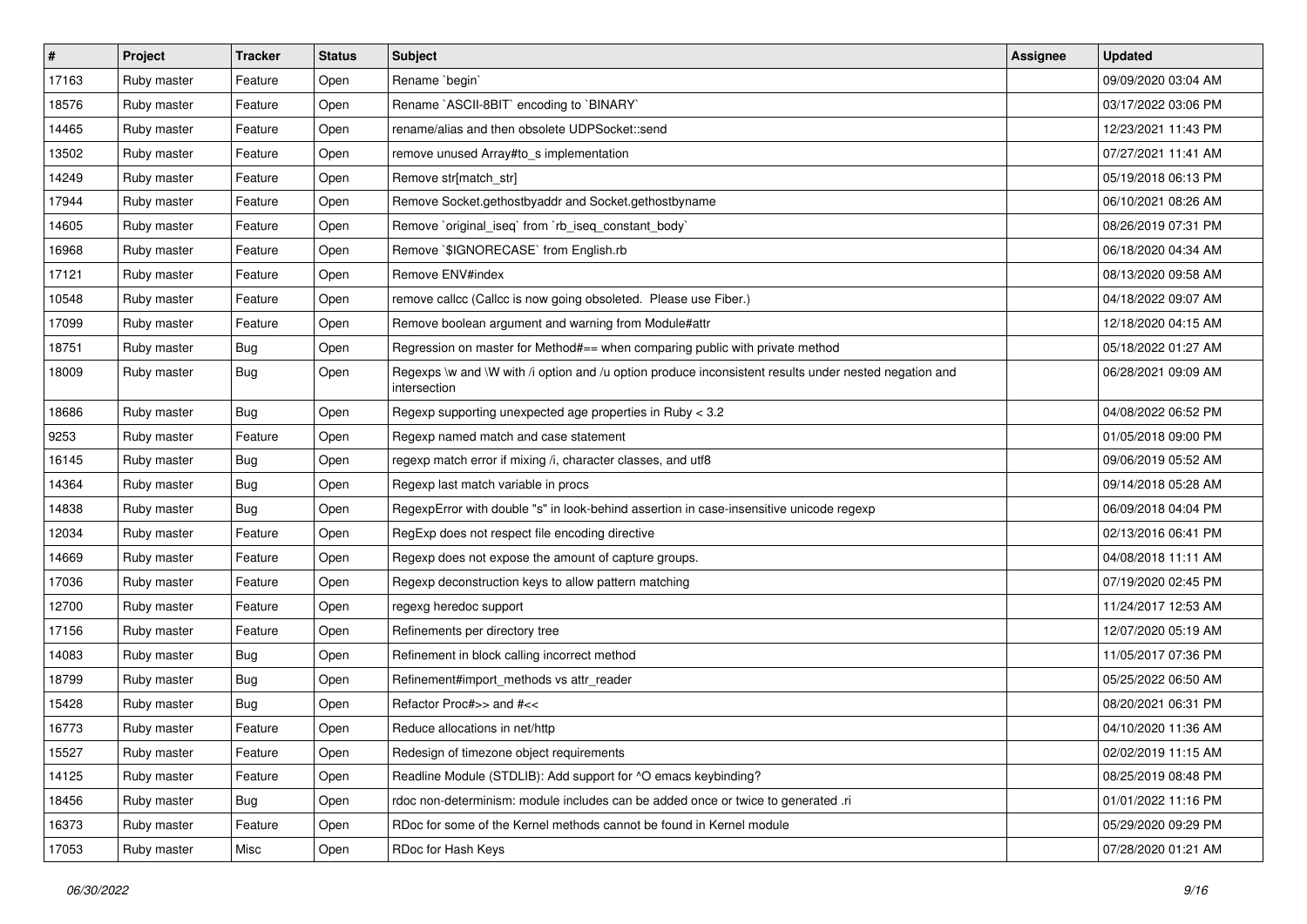| # | Project | Tracker | Status | Subject | Assignee | Updated |
|---|---|---|---|---|---|---|
| 17163 | Ruby master | Feature | Open | Rename `begin` | | 09/09/2020 03:04 AM |
| 18576 | Ruby master | Feature | Open | Rename `ASCII-8BIT` encoding to `BINARY` | | 03/17/2022 03:06 PM |
| 14465 | Ruby master | Feature | Open | rename/alias and then obsolete UDPSocket::send | | 12/23/2021 11:43 PM |
| 13502 | Ruby master | Feature | Open | remove unused Array#to_s implementation | | 07/27/2021 11:41 AM |
| 14249 | Ruby master | Feature | Open | Remove str[match_str] | | 05/19/2018 06:13 PM |
| 17944 | Ruby master | Feature | Open | Remove Socket.gethostbyaddr and Socket.gethostbyname | | 06/10/2021 08:26 AM |
| 14605 | Ruby master | Feature | Open | Remove `original_iseq` from `rb_iseq_constant_body` | | 08/26/2019 07:31 PM |
| 16968 | Ruby master | Feature | Open | Remove `$IGNORECASE` from English.rb | | 06/18/2020 04:34 AM |
| 17121 | Ruby master | Feature | Open | Remove ENV#index | | 08/13/2020 09:58 AM |
| 10548 | Ruby master | Feature | Open | remove callcc (Callcc is now going obsoleted. Please use Fiber.) | | 04/18/2022 09:07 AM |
| 17099 | Ruby master | Feature | Open | Remove boolean argument and warning from Module#attr | | 12/18/2020 04:15 AM |
| 18751 | Ruby master | Bug | Open | Regression on master for Method#== when comparing public with private method | | 05/18/2022 01:27 AM |
| 18009 | Ruby master | Bug | Open | Regexps \w and \W with /i option and /u option produce inconsistent results under nested negation and intersection | | 06/28/2021 09:09 AM |
| 18686 | Ruby master | Bug | Open | Regexp supporting unexpected age properties in Ruby < 3.2 | | 04/08/2022 06:52 PM |
| 9253 | Ruby master | Feature | Open | Regexp named match and case statement | | 01/05/2018 09:00 PM |
| 16145 | Ruby master | Bug | Open | regexp match error if mixing /i, character classes, and utf8 | | 09/06/2019 05:52 AM |
| 14364 | Ruby master | Bug | Open | Regexp last match variable in procs | | 09/14/2018 05:28 AM |
| 14838 | Ruby master | Bug | Open | RegexpError with double "s" in look-behind assertion in case-insensitive unicode regexp | | 06/09/2018 04:04 PM |
| 12034 | Ruby master | Feature | Open | RegExp does not respect file encoding directive | | 02/13/2016 06:41 PM |
| 14669 | Ruby master | Feature | Open | Regexp does not expose the amount of capture groups. | | 04/08/2018 11:11 AM |
| 17036 | Ruby master | Feature | Open | Regexp deconstruction keys to allow pattern matching | | 07/19/2020 02:45 PM |
| 12700 | Ruby master | Feature | Open | regexg heredoc support | | 11/24/2017 12:53 AM |
| 17156 | Ruby master | Feature | Open | Refinements per directory tree | | 12/07/2020 05:19 AM |
| 14083 | Ruby master | Bug | Open | Refinement in block calling incorrect method | | 11/05/2017 07:36 PM |
| 18799 | Ruby master | Bug | Open | Refinement#import_methods vs attr_reader | | 05/25/2022 06:50 AM |
| 15428 | Ruby master | Bug | Open | Refactor Proc#>> and #<< | | 08/20/2021 06:31 PM |
| 16773 | Ruby master | Feature | Open | Reduce allocations in net/http | | 04/10/2020 11:36 AM |
| 15527 | Ruby master | Feature | Open | Redesign of timezone object requirements | | 02/02/2019 11:15 AM |
| 14125 | Ruby master | Feature | Open | Readline Module (STDLIB): Add support for ^O emacs keybinding? | | 08/25/2019 08:48 PM |
| 18456 | Ruby master | Bug | Open | rdoc non-determinism: module includes can be added once or twice to generated .ri | | 01/01/2022 11:16 PM |
| 16373 | Ruby master | Feature | Open | RDoc for some of the Kernel methods cannot be found in Kernel module | | 05/29/2020 09:29 PM |
| 17053 | Ruby master | Misc | Open | RDoc for Hash Keys | | 07/28/2020 01:21 AM |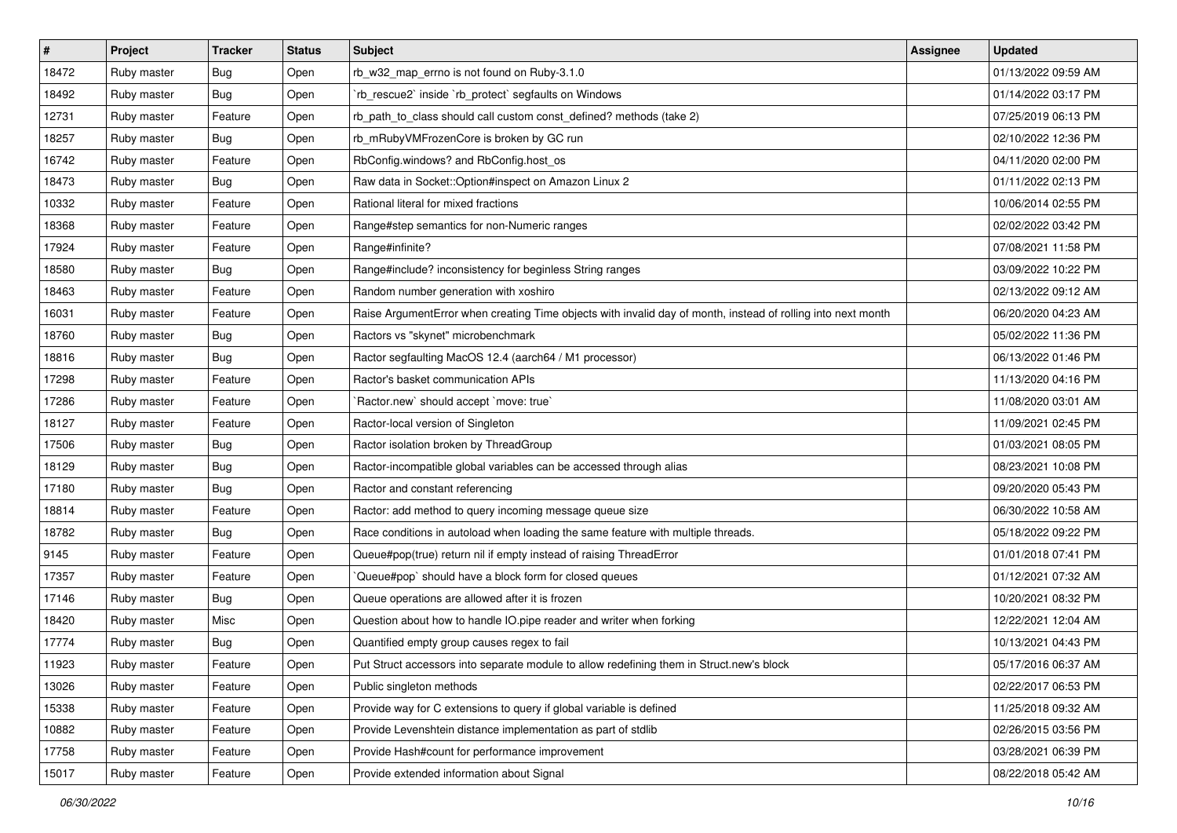| # | Project | Tracker | Status | Subject | Assignee | Updated |
|---|---|---|---|---|---|---|
| 18472 | Ruby master | Bug | Open | rb_w32_map_errno is not found on Ruby-3.1.0 | | 01/13/2022 09:59 AM |
| 18492 | Ruby master | Bug | Open | `rb_rescue2` inside `rb_protect` segfaults on Windows | | 01/14/2022 03:17 PM |
| 12731 | Ruby master | Feature | Open | rb_path_to_class should call custom const_defined? methods (take 2) | | 07/25/2019 06:13 PM |
| 18257 | Ruby master | Bug | Open | rb_mRubyVMFrozenCore is broken by GC run | | 02/10/2022 12:36 PM |
| 16742 | Ruby master | Feature | Open | RbConfig.windows? and RbConfig.host_os | | 04/11/2020 02:00 PM |
| 18473 | Ruby master | Bug | Open | Raw data in Socket::Option#inspect on Amazon Linux 2 | | 01/11/2022 02:13 PM |
| 10332 | Ruby master | Feature | Open | Rational literal for mixed fractions | | 10/06/2014 02:55 PM |
| 18368 | Ruby master | Feature | Open | Range#step semantics for non-Numeric ranges | | 02/02/2022 03:42 PM |
| 17924 | Ruby master | Feature | Open | Range#infinite? | | 07/08/2021 11:58 PM |
| 18580 | Ruby master | Bug | Open | Range#include? inconsistency for beginless String ranges | | 03/09/2022 10:22 PM |
| 18463 | Ruby master | Feature | Open | Random number generation with xoshiro | | 02/13/2022 09:12 AM |
| 16031 | Ruby master | Feature | Open | Raise ArgumentError when creating Time objects with invalid day of month, instead of rolling into next month | | 06/20/2020 04:23 AM |
| 18760 | Ruby master | Bug | Open | Ractors vs "skynet" microbenchmark | | 05/02/2022 11:36 PM |
| 18816 | Ruby master | Bug | Open | Ractor segfaulting MacOS 12.4 (aarch64 / M1 processor) | | 06/13/2022 01:46 PM |
| 17298 | Ruby master | Feature | Open | Ractor's basket communication APIs | | 11/13/2020 04:16 PM |
| 17286 | Ruby master | Feature | Open | `Ractor.new` should accept `move: true` | | 11/08/2020 03:01 AM |
| 18127 | Ruby master | Feature | Open | Ractor-local version of Singleton | | 11/09/2021 02:45 PM |
| 17506 | Ruby master | Bug | Open | Ractor isolation broken by ThreadGroup | | 01/03/2021 08:05 PM |
| 18129 | Ruby master | Bug | Open | Ractor-incompatible global variables can be accessed through alias | | 08/23/2021 10:08 PM |
| 17180 | Ruby master | Bug | Open | Ractor and constant referencing | | 09/20/2020 05:43 PM |
| 18814 | Ruby master | Feature | Open | Ractor: add method to query incoming message queue size | | 06/30/2022 10:58 AM |
| 18782 | Ruby master | Bug | Open | Race conditions in autoload when loading the same feature with multiple threads. | | 05/18/2022 09:22 PM |
| 9145 | Ruby master | Feature | Open | Queue#pop(true) return nil if empty instead of raising ThreadError | | 01/01/2018 07:41 PM |
| 17357 | Ruby master | Feature | Open | `Queue#pop` should have a block form for closed queues | | 01/12/2021 07:32 AM |
| 17146 | Ruby master | Bug | Open | Queue operations are allowed after it is frozen | | 10/20/2021 08:32 PM |
| 18420 | Ruby master | Misc | Open | Question about how to handle IO.pipe reader and writer when forking | | 12/22/2021 12:04 AM |
| 17774 | Ruby master | Bug | Open | Quantified empty group causes regex to fail | | 10/13/2021 04:43 PM |
| 11923 | Ruby master | Feature | Open | Put Struct accessors into separate module to allow redefining them in Struct.new's block | | 05/17/2016 06:37 AM |
| 13026 | Ruby master | Feature | Open | Public singleton methods | | 02/22/2017 06:53 PM |
| 15338 | Ruby master | Feature | Open | Provide way for C extensions to query if global variable is defined | | 11/25/2018 09:32 AM |
| 10882 | Ruby master | Feature | Open | Provide Levenshtein distance implementation as part of stdlib | | 02/26/2015 03:56 PM |
| 17758 | Ruby master | Feature | Open | Provide Hash#count for performance improvement | | 03/28/2021 06:39 PM |
| 15017 | Ruby master | Feature | Open | Provide extended information about Signal | | 08/22/2018 05:42 AM |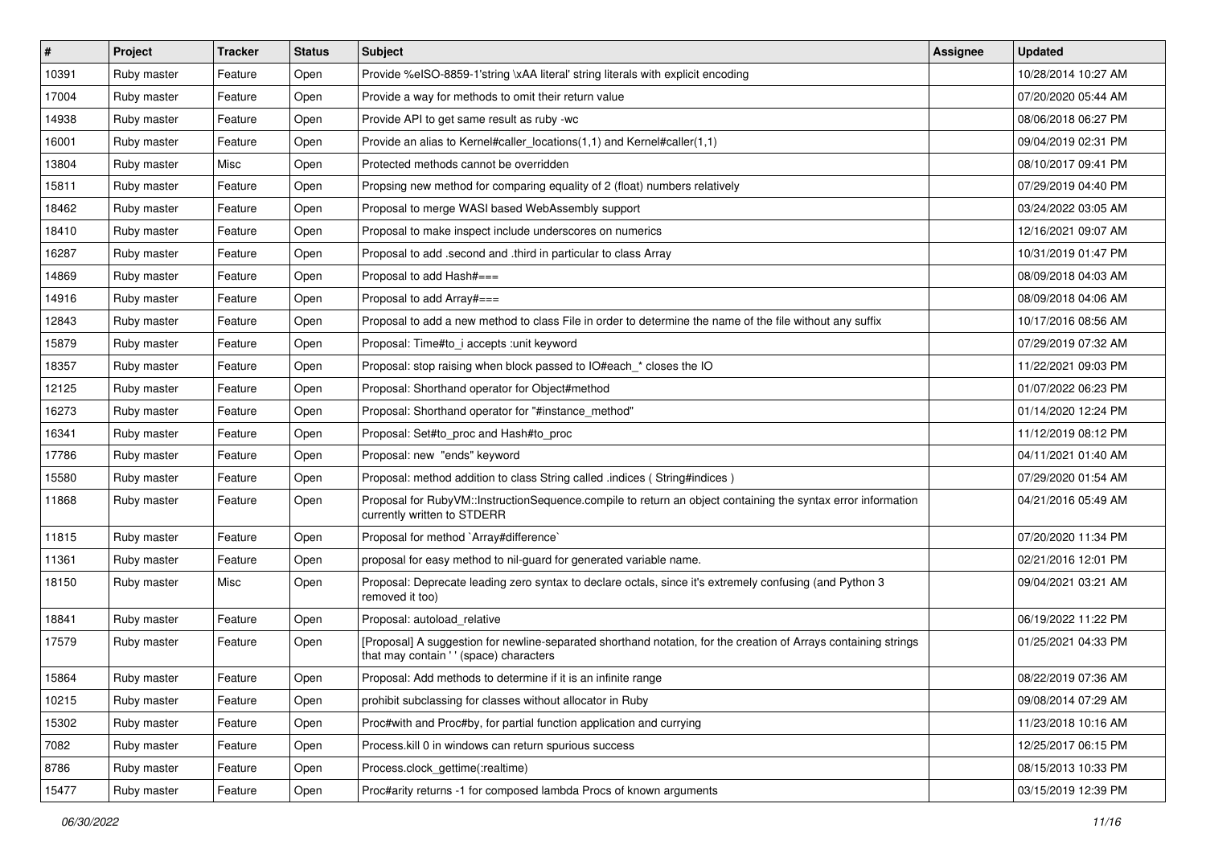| # | Project | Tracker | Status | Subject | Assignee | Updated |
|---|---|---|---|---|---|---|
| 10391 | Ruby master | Feature | Open | Provide %eISO-8859-1'string \xAA literal' string literals with explicit encoding | | 10/28/2014 10:27 AM |
| 17004 | Ruby master | Feature | Open | Provide a way for methods to omit their return value | | 07/20/2020 05:44 AM |
| 14938 | Ruby master | Feature | Open | Provide API to get same result as ruby -wc | | 08/06/2018 06:27 PM |
| 16001 | Ruby master | Feature | Open | Provide an alias to Kernel#caller_locations(1,1) and Kernel#caller(1,1) | | 09/04/2019 02:31 PM |
| 13804 | Ruby master | Misc | Open | Protected methods cannot be overridden | | 08/10/2017 09:41 PM |
| 15811 | Ruby master | Feature | Open | Propsing new method for comparing equality of 2 (float) numbers relatively | | 07/29/2019 04:40 PM |
| 18462 | Ruby master | Feature | Open | Proposal to merge WASI based WebAssembly support | | 03/24/2022 03:05 AM |
| 18410 | Ruby master | Feature | Open | Proposal to make inspect include underscores on numerics | | 12/16/2021 09:07 AM |
| 16287 | Ruby master | Feature | Open | Proposal to add .second and .third in particular to class Array | | 10/31/2019 01:47 PM |
| 14869 | Ruby master | Feature | Open | Proposal to add Hash#=== | | 08/09/2018 04:03 AM |
| 14916 | Ruby master | Feature | Open | Proposal to add Array#=== | | 08/09/2018 04:06 AM |
| 12843 | Ruby master | Feature | Open | Proposal to add a new method to class File in order to determine the name of the file without any suffix | | 10/17/2016 08:56 AM |
| 15879 | Ruby master | Feature | Open | Proposal: Time#to_i accepts :unit keyword | | 07/29/2019 07:32 AM |
| 18357 | Ruby master | Feature | Open | Proposal: stop raising when block passed to IO#each_* closes the IO | | 11/22/2021 09:03 PM |
| 12125 | Ruby master | Feature | Open | Proposal: Shorthand operator for Object#method | | 01/07/2022 06:23 PM |
| 16273 | Ruby master | Feature | Open | Proposal: Shorthand operator for "#instance_method" | | 01/14/2020 12:24 PM |
| 16341 | Ruby master | Feature | Open | Proposal: Set#to_proc and Hash#to_proc | | 11/12/2019 08:12 PM |
| 17786 | Ruby master | Feature | Open | Proposal: new "ends" keyword | | 04/11/2021 01:40 AM |
| 15580 | Ruby master | Feature | Open | Proposal: method addition to class String called .indices ( String#indices ) | | 07/29/2020 01:54 AM |
| 11868 | Ruby master | Feature | Open | Proposal for RubyVM::InstructionSequence.compile to return an object containing the syntax error information currently written to STDERR | | 04/21/2016 05:49 AM |
| 11815 | Ruby master | Feature | Open | Proposal for method `Array#difference` | | 07/20/2020 11:34 PM |
| 11361 | Ruby master | Feature | Open | proposal for easy method to nil-guard for generated variable name. | | 02/21/2016 12:01 PM |
| 18150 | Ruby master | Misc | Open | Proposal: Deprecate leading zero syntax to declare octals, since it's extremely confusing (and Python 3 removed it too) | | 09/04/2021 03:21 AM |
| 18841 | Ruby master | Feature | Open | Proposal: autoload_relative | | 06/19/2022 11:22 PM |
| 17579 | Ruby master | Feature | Open | [Proposal] A suggestion for newline-separated shorthand notation, for the creation of Arrays containing strings that may contain ' ' (space) characters | | 01/25/2021 04:33 PM |
| 15864 | Ruby master | Feature | Open | Proposal: Add methods to determine if it is an infinite range | | 08/22/2019 07:36 AM |
| 10215 | Ruby master | Feature | Open | prohibit subclassing for classes without allocator in Ruby | | 09/08/2014 07:29 AM |
| 15302 | Ruby master | Feature | Open | Proc#with and Proc#by, for partial function application and currying | | 11/23/2018 10:16 AM |
| 7082 | Ruby master | Feature | Open | Process.kill 0 in windows can return spurious success | | 12/25/2017 06:15 PM |
| 8786 | Ruby master | Feature | Open | Process.clock_gettime(:realtime) | | 08/15/2013 10:33 PM |
| 15477 | Ruby master | Feature | Open | Proc#arity returns -1 for composed lambda Procs of known arguments | | 03/15/2019 12:39 PM |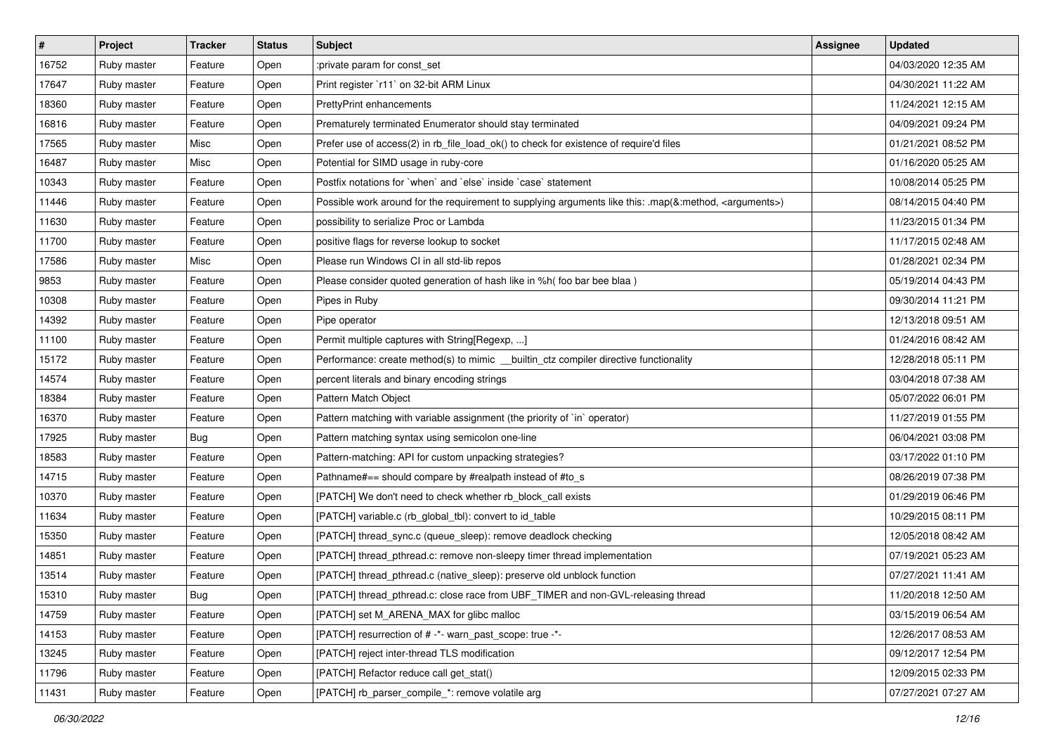| # | Project | Tracker | Status | Subject | Assignee | Updated |
|---|---|---|---|---|---|---|
| 16752 | Ruby master | Feature | Open | :private param for const_set | | 04/03/2020 12:35 AM |
| 17647 | Ruby master | Feature | Open | Print register `r11` on 32-bit ARM Linux | | 04/30/2021 11:22 AM |
| 18360 | Ruby master | Feature | Open | PrettyPrint enhancements | | 11/24/2021 12:15 AM |
| 16816 | Ruby master | Feature | Open | Prematurely terminated Enumerator should stay terminated | | 04/09/2021 09:24 PM |
| 17565 | Ruby master | Misc | Open | Prefer use of access(2) in rb_file_load_ok() to check for existence of require'd files | | 01/21/2021 08:52 PM |
| 16487 | Ruby master | Misc | Open | Potential for SIMD usage in ruby-core | | 01/16/2020 05:25 AM |
| 10343 | Ruby master | Feature | Open | Postfix notations for `when` and `else` inside `case` statement | | 10/08/2014 05:25 PM |
| 11446 | Ruby master | Feature | Open | Possible work around for the requirement to supplying arguments like this: .map(&:method, <arguments>) | | 08/14/2015 04:40 PM |
| 11630 | Ruby master | Feature | Open | possibility to serialize Proc or Lambda | | 11/23/2015 01:34 PM |
| 11700 | Ruby master | Feature | Open | positive flags for reverse lookup to socket | | 11/17/2015 02:48 AM |
| 17586 | Ruby master | Misc | Open | Please run Windows CI in all std-lib repos | | 01/28/2021 02:34 PM |
| 9853 | Ruby master | Feature | Open | Please consider quoted generation of hash like in %h( foo bar bee blaa ) | | 05/19/2014 04:43 PM |
| 10308 | Ruby master | Feature | Open | Pipes in Ruby | | 09/30/2014 11:21 PM |
| 14392 | Ruby master | Feature | Open | Pipe operator | | 12/13/2018 09:51 AM |
| 11100 | Ruby master | Feature | Open | Permit multiple captures with String[Regexp, ...] | | 01/24/2016 08:42 AM |
| 15172 | Ruby master | Feature | Open | Performance: create method(s) to mimic __builtin_ctz compiler directive functionality | | 12/28/2018 05:11 PM |
| 14574 | Ruby master | Feature | Open | percent literals and binary encoding strings | | 03/04/2018 07:38 AM |
| 18384 | Ruby master | Feature | Open | Pattern Match Object | | 05/07/2022 06:01 PM |
| 16370 | Ruby master | Feature | Open | Pattern matching with variable assignment (the priority of `in` operator) | | 11/27/2019 01:55 PM |
| 17925 | Ruby master | Bug | Open | Pattern matching syntax using semicolon one-line | | 06/04/2021 03:08 PM |
| 18583 | Ruby master | Feature | Open | Pattern-matching: API for custom unpacking strategies? | | 03/17/2022 01:10 PM |
| 14715 | Ruby master | Feature | Open | Pathname#== should compare by #realpath instead of #to_s | | 08/26/2019 07:38 PM |
| 10370 | Ruby master | Feature | Open | [PATCH] We don't need to check whether rb_block_call exists | | 01/29/2019 06:46 PM |
| 11634 | Ruby master | Feature | Open | [PATCH] variable.c (rb_global_tbl): convert to id_table | | 10/29/2015 08:11 PM |
| 15350 | Ruby master | Feature | Open | [PATCH] thread_sync.c (queue_sleep): remove deadlock checking | | 12/05/2018 08:42 AM |
| 14851 | Ruby master | Feature | Open | [PATCH] thread_pthread.c: remove non-sleepy timer thread implementation | | 07/19/2021 05:23 AM |
| 13514 | Ruby master | Feature | Open | [PATCH] thread_pthread.c (native_sleep): preserve old unblock function | | 07/27/2021 11:41 AM |
| 15310 | Ruby master | Bug | Open | [PATCH] thread_pthread.c: close race from UBF_TIMER and non-GVL-releasing thread | | 11/20/2018 12:50 AM |
| 14759 | Ruby master | Feature | Open | [PATCH] set M_ARENA_MAX for glibc malloc | | 03/15/2019 06:54 AM |
| 14153 | Ruby master | Feature | Open | [PATCH] resurrection of # -*- warn_past_scope: true -*- | | 12/26/2017 08:53 AM |
| 13245 | Ruby master | Feature | Open | [PATCH] reject inter-thread TLS modification | | 09/12/2017 12:54 PM |
| 11796 | Ruby master | Feature | Open | [PATCH] Refactor reduce call get_stat() | | 12/09/2015 02:33 PM |
| 11431 | Ruby master | Feature | Open | [PATCH] rb_parser_compile_*: remove volatile arg | | 07/27/2021 07:27 AM |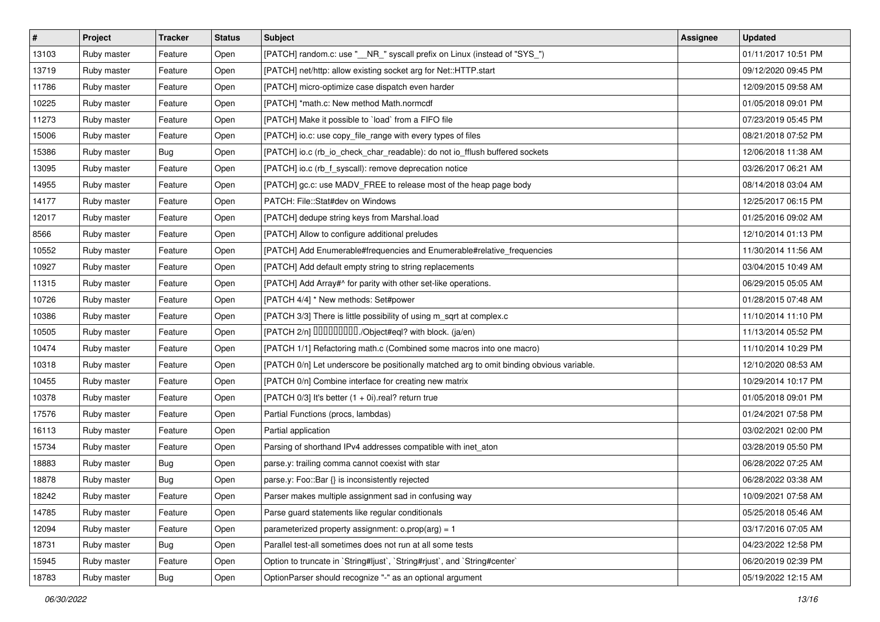| # | Project | Tracker | Status | Subject | Assignee | Updated |
|---|---|---|---|---|---|---|
| 13103 | Ruby master | Feature | Open | [PATCH] random.c: use "__NR_" syscall prefix on Linux (instead of "SYS_") | | 01/11/2017 10:51 PM |
| 13719 | Ruby master | Feature | Open | [PATCH] net/http: allow existing socket arg for Net::HTTP.start | | 09/12/2020 09:45 PM |
| 11786 | Ruby master | Feature | Open | [PATCH] micro-optimize case dispatch even harder | | 12/09/2015 09:58 AM |
| 10225 | Ruby master | Feature | Open | [PATCH] *math.c: New method Math.normcdf | | 01/05/2018 09:01 PM |
| 11273 | Ruby master | Feature | Open | [PATCH] Make it possible to `load` from a FIFO file | | 07/23/2019 05:45 PM |
| 15006 | Ruby master | Feature | Open | [PATCH] io.c: use copy_file_range with every types of files | | 08/21/2018 07:52 PM |
| 15386 | Ruby master | Bug | Open | [PATCH] io.c (rb_io_check_char_readable): do not io_fflush buffered sockets | | 12/06/2018 11:38 AM |
| 13095 | Ruby master | Feature | Open | [PATCH] io.c (rb_f_syscall): remove deprecation notice | | 03/26/2017 06:21 AM |
| 14955 | Ruby master | Feature | Open | [PATCH] gc.c: use MADV_FREE to release most of the heap page body | | 08/14/2018 03:04 AM |
| 14177 | Ruby master | Feature | Open | PATCH: File::Stat#dev on Windows | | 12/25/2017 06:15 PM |
| 12017 | Ruby master | Feature | Open | [PATCH] dedupe string keys from Marshal.load | | 01/25/2016 09:02 AM |
| 8566 | Ruby master | Feature | Open | [PATCH] Allow to configure additional preludes | | 12/10/2014 01:13 PM |
| 10552 | Ruby master | Feature | Open | [PATCH] Add Enumerable#frequencies and Enumerable#relative_frequencies | | 11/30/2014 11:56 AM |
| 10927 | Ruby master | Feature | Open | [PATCH] Add default empty string to string replacements | | 03/04/2015 10:49 AM |
| 11315 | Ruby master | Feature | Open | [PATCH] Add Array#^ for parity with other set-like operations. | | 06/29/2015 05:05 AM |
| 10726 | Ruby master | Feature | Open | [PATCH 4/4] * New methods: Set#power | | 01/28/2015 07:48 AM |
| 10386 | Ruby master | Feature | Open | [PATCH 3/3] There is little possibility of using m_sqrt at complex.c | | 11/10/2014 11:10 PM |
| 10505 | Ruby master | Feature | Open | [PATCH 2/n] □□□□□□□□□./Object#eql? with block. (ja/en) | | 11/13/2014 05:52 PM |
| 10474 | Ruby master | Feature | Open | [PATCH 1/1] Refactoring math.c (Combined some macros into one macro) | | 11/10/2014 10:29 PM |
| 10318 | Ruby master | Feature | Open | [PATCH 0/n] Let underscore be positionally matched arg to omit binding obvious variable. | | 12/10/2020 08:53 AM |
| 10455 | Ruby master | Feature | Open | [PATCH 0/n] Combine interface for creating new matrix | | 10/29/2014 10:17 PM |
| 10378 | Ruby master | Feature | Open | [PATCH 0/3] It's better (1 + 0i).real? return true | | 01/05/2018 09:01 PM |
| 17576 | Ruby master | Feature | Open | Partial Functions (procs, lambdas) | | 01/24/2021 07:58 PM |
| 16113 | Ruby master | Feature | Open | Partial application | | 03/02/2021 02:00 PM |
| 15734 | Ruby master | Feature | Open | Parsing of shorthand IPv4 addresses compatible with inet_aton | | 03/28/2019 05:50 PM |
| 18883 | Ruby master | Bug | Open | parse.y: trailing comma cannot coexist with star | | 06/28/2022 07:25 AM |
| 18878 | Ruby master | Bug | Open | parse.y: Foo::Bar {} is inconsistently rejected | | 06/28/2022 03:38 AM |
| 18242 | Ruby master | Feature | Open | Parser makes multiple assignment sad in confusing way | | 10/09/2021 07:58 AM |
| 14785 | Ruby master | Feature | Open | Parse guard statements like regular conditionals | | 05/25/2018 05:46 AM |
| 12094 | Ruby master | Feature | Open | parameterized property assignment: o.prop(arg) = 1 | | 03/17/2016 07:05 AM |
| 18731 | Ruby master | Bug | Open | Parallel test-all sometimes does not run at all some tests | | 04/23/2022 12:58 PM |
| 15945 | Ruby master | Feature | Open | Option to truncate in `String#ljust`, `String#rjust`, and `String#center` | | 06/20/2019 02:39 PM |
| 18783 | Ruby master | Bug | Open | OptionParser should recognize "-" as an optional argument | | 05/19/2022 12:15 AM |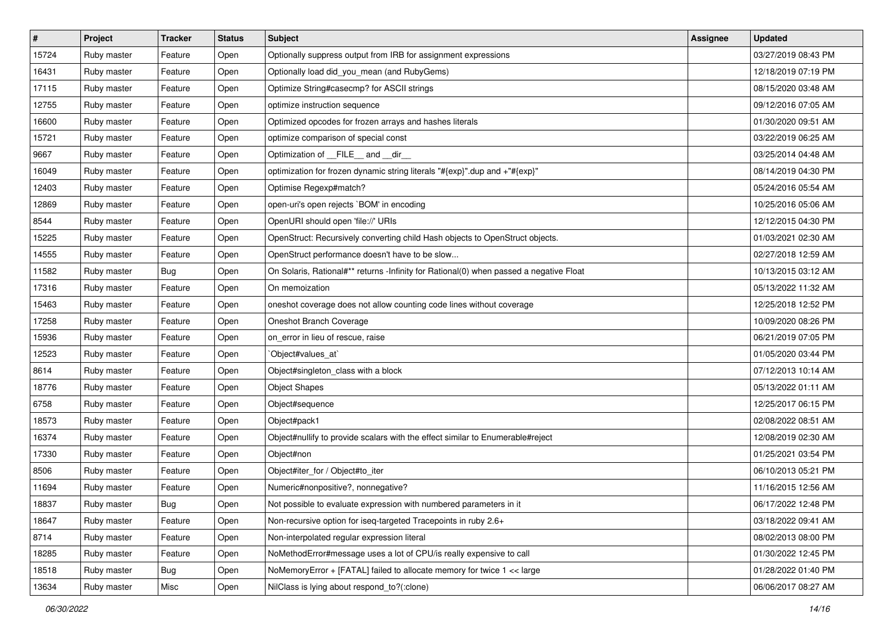| # | Project | Tracker | Status | Subject | Assignee | Updated |
|---|---|---|---|---|---|---|
| 15724 | Ruby master | Feature | Open | Optionally suppress output from IRB for assignment expressions | | 03/27/2019 08:43 PM |
| 16431 | Ruby master | Feature | Open | Optionally load did_you_mean (and RubyGems) | | 12/18/2019 07:19 PM |
| 17115 | Ruby master | Feature | Open | Optimize String#casecmp? for ASCII strings | | 08/15/2020 03:48 AM |
| 12755 | Ruby master | Feature | Open | optimize instruction sequence | | 09/12/2016 07:05 AM |
| 16600 | Ruby master | Feature | Open | Optimized opcodes for frozen arrays and hashes literals | | 01/30/2020 09:51 AM |
| 15721 | Ruby master | Feature | Open | optimize comparison of special const | | 03/22/2019 06:25 AM |
| 9667 | Ruby master | Feature | Open | Optimization of __FILE__ and __dir__ | | 03/25/2014 04:48 AM |
| 16049 | Ruby master | Feature | Open | optimization for frozen dynamic string literals "#{exp}".dup and +"#{exp}" | | 08/14/2019 04:30 PM |
| 12403 | Ruby master | Feature | Open | Optimise Regexp#match? | | 05/24/2016 05:54 AM |
| 12869 | Ruby master | Feature | Open | open-uri's open rejects `BOM' in encoding | | 10/25/2016 05:06 AM |
| 8544 | Ruby master | Feature | Open | OpenURI should open 'file://' URIs | | 12/12/2015 04:30 PM |
| 15225 | Ruby master | Feature | Open | OpenStruct: Recursively converting child Hash objects to OpenStruct objects. | | 01/03/2021 02:30 AM |
| 14555 | Ruby master | Feature | Open | OpenStruct performance doesn't have to be slow... | | 02/27/2018 12:59 AM |
| 11582 | Ruby master | Bug | Open | On Solaris, Rational#** returns -Infinity for Rational(0) when passed a negative Float | | 10/13/2015 03:12 AM |
| 17316 | Ruby master | Feature | Open | On memoization | | 05/13/2022 11:32 AM |
| 15463 | Ruby master | Feature | Open | oneshot coverage does not allow counting code lines without coverage | | 12/25/2018 12:52 PM |
| 17258 | Ruby master | Feature | Open | Oneshot Branch Coverage | | 10/09/2020 08:26 PM |
| 15936 | Ruby master | Feature | Open | on_error in lieu of rescue, raise | | 06/21/2019 07:05 PM |
| 12523 | Ruby master | Feature | Open | `Object#values_at` | | 01/05/2020 03:44 PM |
| 8614 | Ruby master | Feature | Open | Object#singleton_class with a block | | 07/12/2013 10:14 AM |
| 18776 | Ruby master | Feature | Open | Object Shapes | | 05/13/2022 01:11 AM |
| 6758 | Ruby master | Feature | Open | Object#sequence | | 12/25/2017 06:15 PM |
| 18573 | Ruby master | Feature | Open | Object#pack1 | | 02/08/2022 08:51 AM |
| 16374 | Ruby master | Feature | Open | Object#nullify to provide scalars with the effect similar to Enumerable#reject | | 12/08/2019 02:30 AM |
| 17330 | Ruby master | Feature | Open | Object#non | | 01/25/2021 03:54 PM |
| 8506 | Ruby master | Feature | Open | Object#iter_for / Object#to_iter | | 06/10/2013 05:21 PM |
| 11694 | Ruby master | Feature | Open | Numeric#nonpositive?, nonnegative? | | 11/16/2015 12:56 AM |
| 18837 | Ruby master | Bug | Open | Not possible to evaluate expression with numbered parameters in it | | 06/17/2022 12:48 PM |
| 18647 | Ruby master | Feature | Open | Non-recursive option for iseq-targeted Tracepoints in ruby 2.6+ | | 03/18/2022 09:41 AM |
| 8714 | Ruby master | Feature | Open | Non-interpolated regular expression literal | | 08/02/2013 08:00 PM |
| 18285 | Ruby master | Feature | Open | NoMethodError#message uses a lot of CPU/is really expensive to call | | 01/30/2022 12:45 PM |
| 18518 | Ruby master | Bug | Open | NoMemoryError + [FATAL] failed to allocate memory for twice 1 << large | | 01/28/2022 01:40 PM |
| 13634 | Ruby master | Misc | Open | NilClass is lying about respond_to?(:clone) | | 06/06/2017 08:27 AM |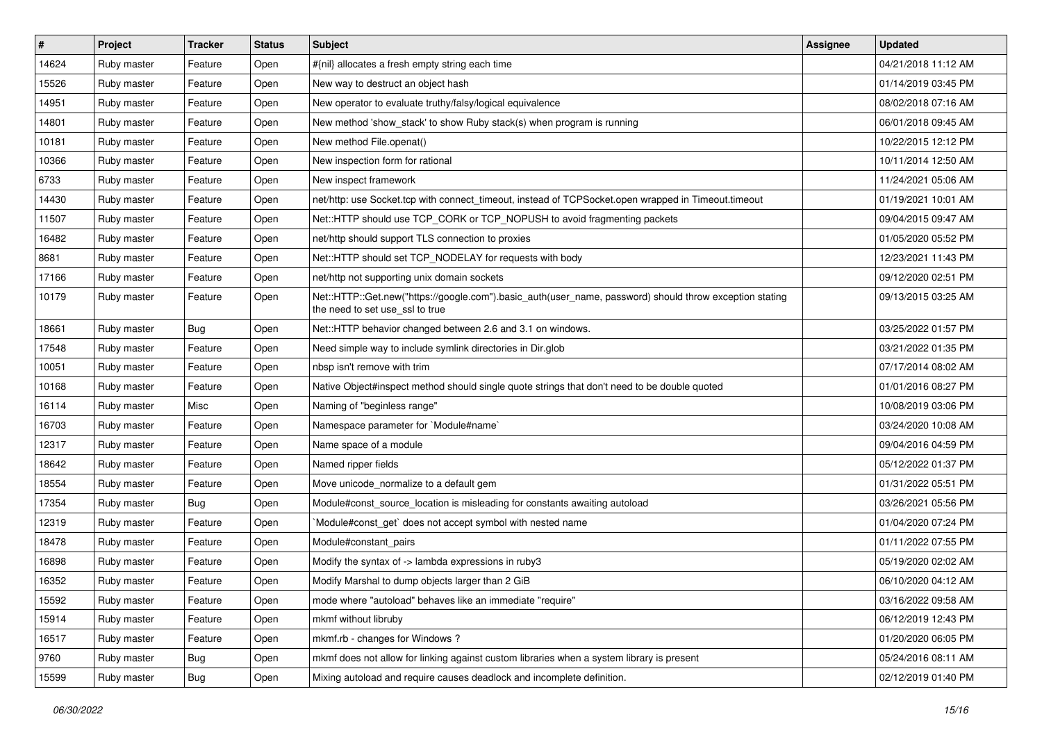| # | Project | Tracker | Status | Subject | Assignee | Updated |
| --- | --- | --- | --- | --- | --- | --- |
| 14624 | Ruby master | Feature | Open | #{nil} allocates a fresh empty string each time | | 04/21/2018 11:12 AM |
| 15526 | Ruby master | Feature | Open | New way to destruct an object hash | | 01/14/2019 03:45 PM |
| 14951 | Ruby master | Feature | Open | New operator to evaluate truthy/falsy/logical equivalence | | 08/02/2018 07:16 AM |
| 14801 | Ruby master | Feature | Open | New method 'show_stack' to show Ruby stack(s) when program is running | | 06/01/2018 09:45 AM |
| 10181 | Ruby master | Feature | Open | New method File.openat() | | 10/22/2015 12:12 PM |
| 10366 | Ruby master | Feature | Open | New inspection form for rational | | 10/11/2014 12:50 AM |
| 6733 | Ruby master | Feature | Open | New inspect framework | | 11/24/2021 05:06 AM |
| 14430 | Ruby master | Feature | Open | net/http: use Socket.tcp with connect_timeout, instead of TCPSocket.open wrapped in Timeout.timeout | | 01/19/2021 10:01 AM |
| 11507 | Ruby master | Feature | Open | Net::HTTP should use TCP_CORK or TCP_NOPUSH to avoid fragmenting packets | | 09/04/2015 09:47 AM |
| 16482 | Ruby master | Feature | Open | net/http should support TLS connection to proxies | | 01/05/2020 05:52 PM |
| 8681 | Ruby master | Feature | Open | Net::HTTP should set TCP_NODELAY for requests with body | | 12/23/2021 11:43 PM |
| 17166 | Ruby master | Feature | Open | net/http not supporting unix domain sockets | | 09/12/2020 02:51 PM |
| 10179 | Ruby master | Feature | Open | Net::HTTP::Get.new("https://google.com").basic_auth(user_name, password) should throw exception stating the need to set use_ssl to true | | 09/13/2015 03:25 AM |
| 18661 | Ruby master | Bug | Open | Net::HTTP behavior changed between 2.6 and 3.1 on windows. | | 03/25/2022 01:57 PM |
| 17548 | Ruby master | Feature | Open | Need simple way to include symlink directories in Dir.glob | | 03/21/2022 01:35 PM |
| 10051 | Ruby master | Feature | Open | nbsp isn't remove with trim | | 07/17/2014 08:02 AM |
| 10168 | Ruby master | Feature | Open | Native Object#inspect method should single quote strings that don't need to be double quoted | | 01/01/2016 08:27 PM |
| 16114 | Ruby master | Misc | Open | Naming of "beginless range" | | 10/08/2019 03:06 PM |
| 16703 | Ruby master | Feature | Open | Namespace parameter for `Module#name` | | 03/24/2020 10:08 AM |
| 12317 | Ruby master | Feature | Open | Name space of a module | | 09/04/2016 04:59 PM |
| 18642 | Ruby master | Feature | Open | Named ripper fields | | 05/12/2022 01:37 PM |
| 18554 | Ruby master | Feature | Open | Move unicode_normalize to a default gem | | 01/31/2022 05:51 PM |
| 17354 | Ruby master | Bug | Open | Module#const_source_location is misleading for constants awaiting autoload | | 03/26/2021 05:56 PM |
| 12319 | Ruby master | Feature | Open | `Module#const_get` does not accept symbol with nested name | | 01/04/2020 07:24 PM |
| 18478 | Ruby master | Feature | Open | Module#constant_pairs | | 01/11/2022 07:55 PM |
| 16898 | Ruby master | Feature | Open | Modify the syntax of -> lambda expressions in ruby3 | | 05/19/2020 02:02 AM |
| 16352 | Ruby master | Feature | Open | Modify Marshal to dump objects larger than 2 GiB | | 06/10/2020 04:12 AM |
| 15592 | Ruby master | Feature | Open | mode where "autoload" behaves like an immediate "require" | | 03/16/2022 09:58 AM |
| 15914 | Ruby master | Feature | Open | mkmf without libruby | | 06/12/2019 12:43 PM |
| 16517 | Ruby master | Feature | Open | mkmf.rb - changes for Windows ? | | 01/20/2020 06:05 PM |
| 9760 | Ruby master | Bug | Open | mkmf does not allow for linking against custom libraries when a system library is present | | 05/24/2016 08:11 AM |
| 15599 | Ruby master | Bug | Open | Mixing autoload and require causes deadlock and incomplete definition. | | 02/12/2019 01:40 PM |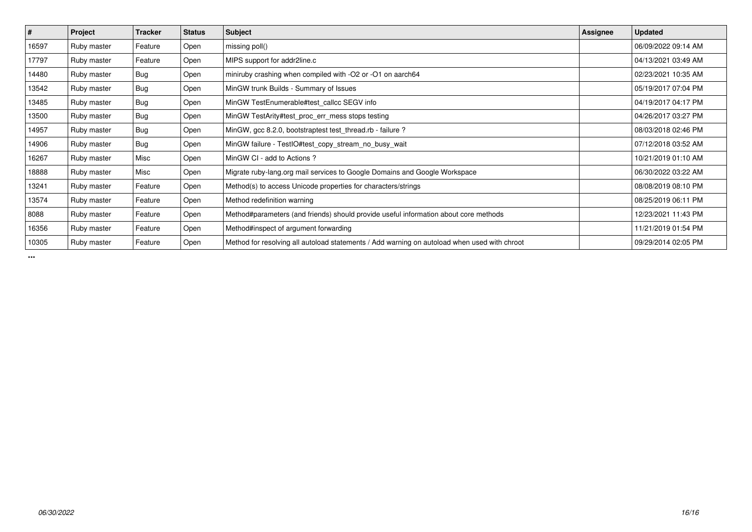| # | Project | Tracker | Status | Subject | Assignee | Updated |
|---|---|---|---|---|---|---|
| 16597 | Ruby master | Feature | Open | missing poll() | | 06/09/2022 09:14 AM |
| 17797 | Ruby master | Feature | Open | MIPS support for addr2line.c | | 04/13/2021 03:49 AM |
| 14480 | Ruby master | Bug | Open | miniruby crashing when compiled with -O2 or -O1 on aarch64 | | 02/23/2021 10:35 AM |
| 13542 | Ruby master | Bug | Open | MinGW trunk Builds - Summary of Issues | | 05/19/2017 07:04 PM |
| 13485 | Ruby master | Bug | Open | MinGW TestEnumerable#test_callcc SEGV info | | 04/19/2017 04:17 PM |
| 13500 | Ruby master | Bug | Open | MinGW TestArity#test_proc_err_mess stops testing | | 04/26/2017 03:27 PM |
| 14957 | Ruby master | Bug | Open | MinGW, gcc 8.2.0, bootstraptest test_thread.rb - failure ? | | 08/03/2018 02:46 PM |
| 14906 | Ruby master | Bug | Open | MinGW failure - TestIO#test_copy_stream_no_busy_wait | | 07/12/2018 03:52 AM |
| 16267 | Ruby master | Misc | Open | MinGW CI - add to Actions ? | | 10/21/2019 01:10 AM |
| 18888 | Ruby master | Misc | Open | Migrate ruby-lang.org mail services to Google Domains and Google Workspace | | 06/30/2022 03:22 AM |
| 13241 | Ruby master | Feature | Open | Method(s) to access Unicode properties for characters/strings | | 08/08/2019 08:10 PM |
| 13574 | Ruby master | Feature | Open | Method redefinition warning | | 08/25/2019 06:11 PM |
| 8088 | Ruby master | Feature | Open | Method#parameters (and friends) should provide useful information about core methods | | 12/23/2021 11:43 PM |
| 16356 | Ruby master | Feature | Open | Method#inspect of argument forwarding | | 11/21/2019 01:54 PM |
| 10305 | Ruby master | Feature | Open | Method for resolving all autoload statements / Add warning on autoload when used with chroot | | 09/29/2014 02:05 PM |

...